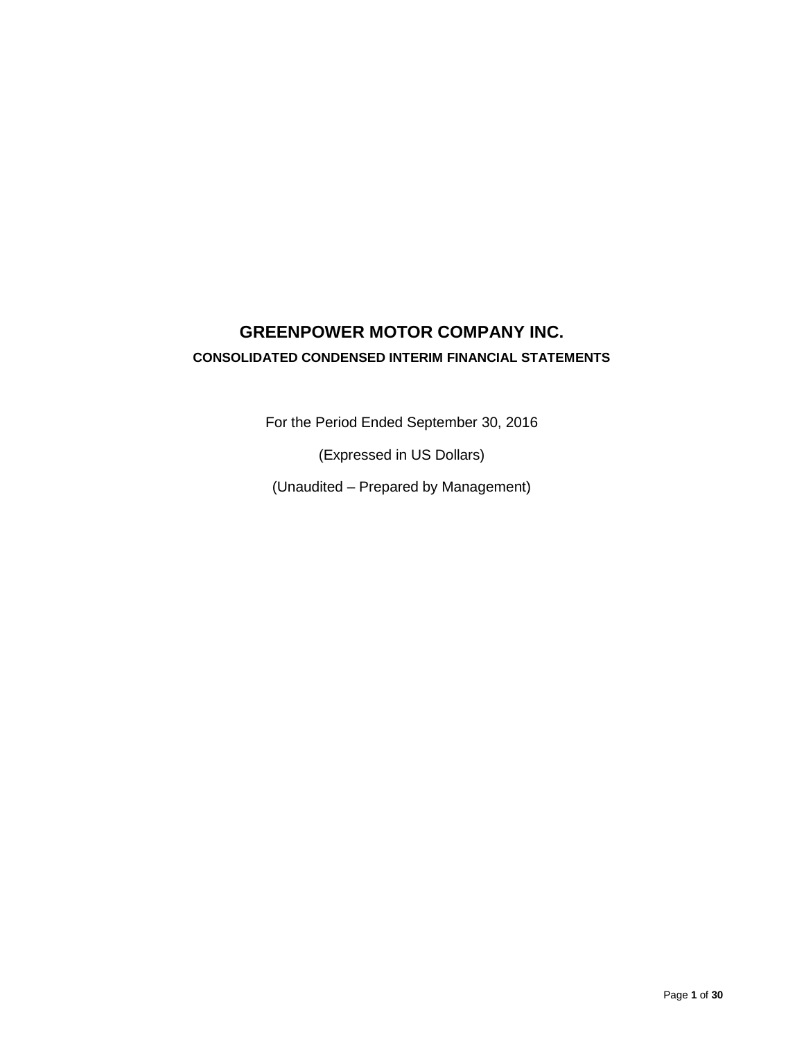# GREENPOWER MOTOR COMPANY INC.

## CONSOLIDATED CONDENSED INTERIM FINANCIAL STATEMENTS

For the Period Ended September 30, 2016

(Expressed in US Dollars)

(Unaudited – Prepared by Management)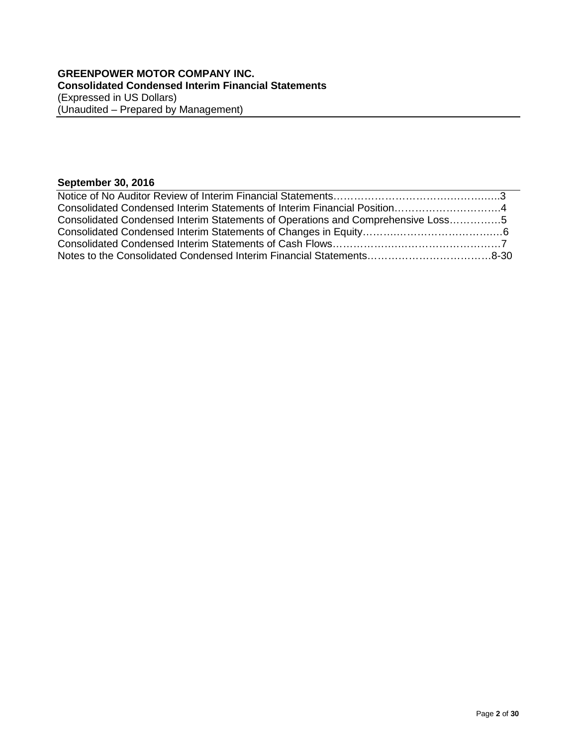**GREENPOWER MOTOR COMPANY INC.**
**Consolidated Condensed Interim Financial Statements**
(Expressed in US Dollars)
(Unaudited – Prepared by Management)

**September 30, 2016**

| | |
|---|---|
| Notice of No Auditor Review of Interim Financial Statements | 3 |
| Consolidated Condensed Interim Statements of Interim Financial Position | 4 |
| Consolidated Condensed Interim Statements of Operations and Comprehensive Loss | 5 |
| Consolidated Condensed Interim Statements of Changes in Equity | 6 |
| Consolidated Condensed Interim Statements of Cash Flows | 7 |
| Notes to the Consolidated Condensed Interim Financial Statements | 8-30 |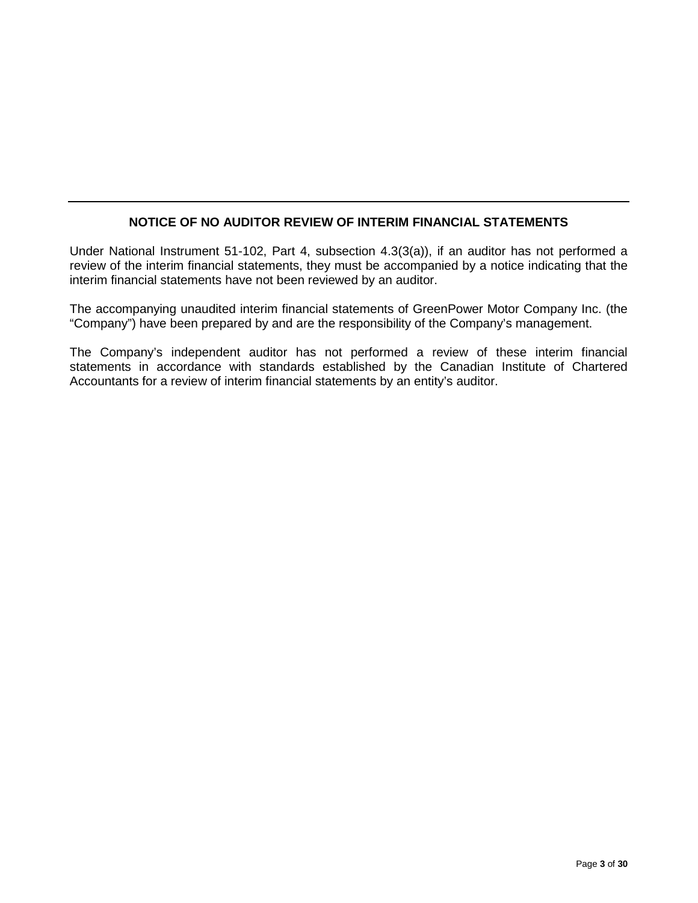## NOTICE OF NO AUDITOR REVIEW OF INTERIM FINANCIAL STATEMENTS

Under National Instrument 51-102, Part 4, subsection 4.3(3(a)), if an auditor has not performed a review of the interim financial statements, they must be accompanied by a notice indicating that the interim financial statements have not been reviewed by an auditor.

The accompanying unaudited interim financial statements of GreenPower Motor Company Inc. (the "Company") have been prepared by and are the responsibility of the Company's management.

The Company's independent auditor has not performed a review of these interim financial statements in accordance with standards established by the Canadian Institute of Chartered Accountants for a review of interim financial statements by an entity's auditor.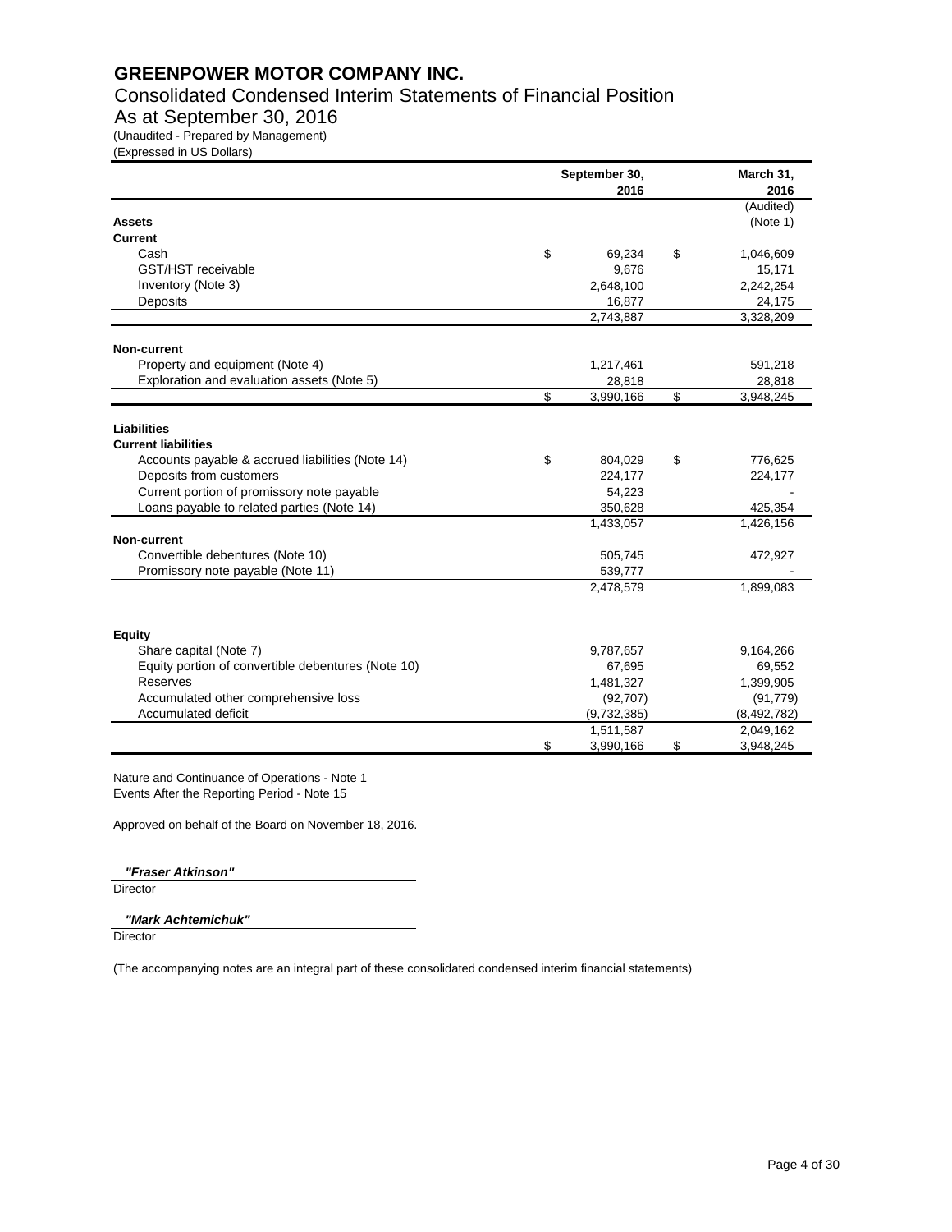# GREENPOWER MOTOR COMPANY INC.

## Consolidated Condensed Interim Statements of Financial Position

## As at September 30, 2016

(Unaudited - Prepared by Management)

(Expressed in US Dollars)

| | September 30, 2016 | March 31, 2016 |
|---|---|---|
| | | (Audited) |
| **Assets** | | (Note 1) |
| **Current** | | |
| Cash | $ 69,234 | $ 1,046,609 |
| GST/HST receivable | 9,676 | 15,171 |
| Inventory (Note 3) | 2,648,100 | 2,242,254 |
| Deposits | 16,877 | 24,175 |
| | 2,743,887 | 3,328,209 |
| **Non-current** | | |
| Property and equipment (Note 4) | 1,217,461 | 591,218 |
| Exploration and evaluation assets (Note 5) | 28,818 | 28,818 |
| | $ 3,990,166 | $ 3,948,245 |
| **Liabilities** | | |
| **Current liabilities** | | |
| Accounts payable & accrued liabilities (Note 14) | $ 804,029 | $ 776,625 |
| Deposits from customers | 224,177 | 224,177 |
| Current portion of promissory note payable | 54,223 | - |
| Loans payable to related parties (Note 14) | 350,628 | 425,354 |
| | 1,433,057 | 1,426,156 |
| **Non-current** | | |
| Convertible debentures (Note 10) | 505,745 | 472,927 |
| Promissory note payable (Note 11) | 539,777 | - |
| | 2,478,579 | 1,899,083 |
| **Equity** | | |
| Share capital (Note 7) | 9,787,657 | 9,164,266 |
| Equity portion of convertible debentures (Note 10) | 67,695 | 69,552 |
| Reserves | 1,481,327 | 1,399,905 |
| Accumulated other comprehensive loss | (92,707) | (91,779) |
| Accumulated deficit | (9,732,385) | (8,492,782) |
| | 1,511,587 | 2,049,162 |
| | $ 3,990,166 | $ 3,948,245 |

Nature and Continuance of Operations - Note 1

Events After the Reporting Period - Note 15

Approved on behalf of the Board on November 18, 2016.

*"Fraser Atkinson"*

Director

*"Mark Achtemichuk"*

Director

(The accompanying notes are an integral part of these consolidated condensed interim financial statements)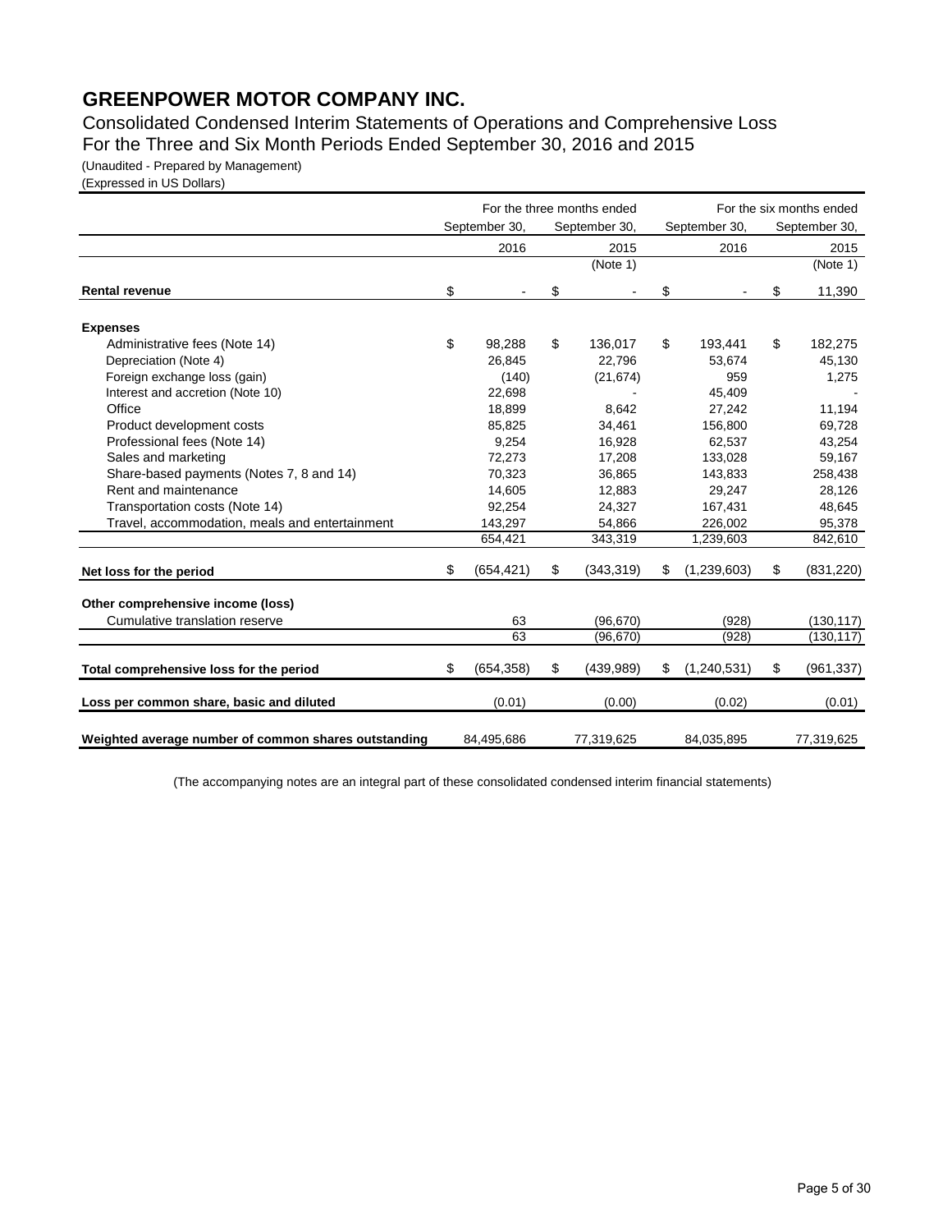# GREENPOWER MOTOR COMPANY INC.

Consolidated Condensed Interim Statements of Operations and Comprehensive Loss
For the Three and Six Month Periods Ended September 30, 2016 and 2015

(Unaudited - Prepared by Management)
(Expressed in US Dollars)

| | For the three months ended | | For the six months ended | |
|---|---|---|---|---|
| | September 30, 2016 | September 30, 2015 (Note 1) | September 30, 2016 | September 30, 2015 (Note 1) |
| **Rental revenue** | $ - | $ - | $ - | $ 11,390 |
| **Expenses** | | | | |
| Administrative fees (Note 14) | $ 98,288 | $ 136,017 | $ 193,441 | $ 182,275 |
| Depreciation (Note 4) | 26,845 | 22,796 | 53,674 | 45,130 |
| Foreign exchange loss (gain) | (140) | (21,674) | 959 | 1,275 |
| Interest and accretion (Note 10) | 22,698 | - | 45,409 | - |
| Office | 18,899 | 8,642 | 27,242 | 11,194 |
| Product development costs | 85,825 | 34,461 | 156,800 | 69,728 |
| Professional fees (Note 14) | 9,254 | 16,928 | 62,537 | 43,254 |
| Sales and marketing | 72,273 | 17,208 | 133,028 | 59,167 |
| Share-based payments (Notes 7, 8 and 14) | 70,323 | 36,865 | 143,833 | 258,438 |
| Rent and maintenance | 14,605 | 12,883 | 29,247 | 28,126 |
| Transportation costs (Note 14) | 92,254 | 24,327 | 167,431 | 48,645 |
| Travel, accommodation, meals and entertainment | 143,297 | 54,866 | 226,002 | 95,378 |
| | 654,421 | 343,319 | 1,239,603 | 842,610 |
| **Net loss for the period** | $ (654,421) | $ (343,319) | $ (1,239,603) | $ (831,220) |
| **Other comprehensive income (loss)** | | | | |
| Cumulative translation reserve | 63 | (96,670) | (928) | (130,117) |
| | 63 | (96,670) | (928) | (130,117) |
| **Total comprehensive loss for the period** | $ (654,358) | $ (439,989) | $ (1,240,531) | $ (961,337) |
| **Loss per common share, basic and diluted** | (0.01) | (0.00) | (0.02) | (0.01) |
| **Weighted average number of common shares outstanding** | 84,495,686 | 77,319,625 | 84,035,895 | 77,319,625 |

(The accompanying notes are an integral part of these consolidated condensed interim financial statements)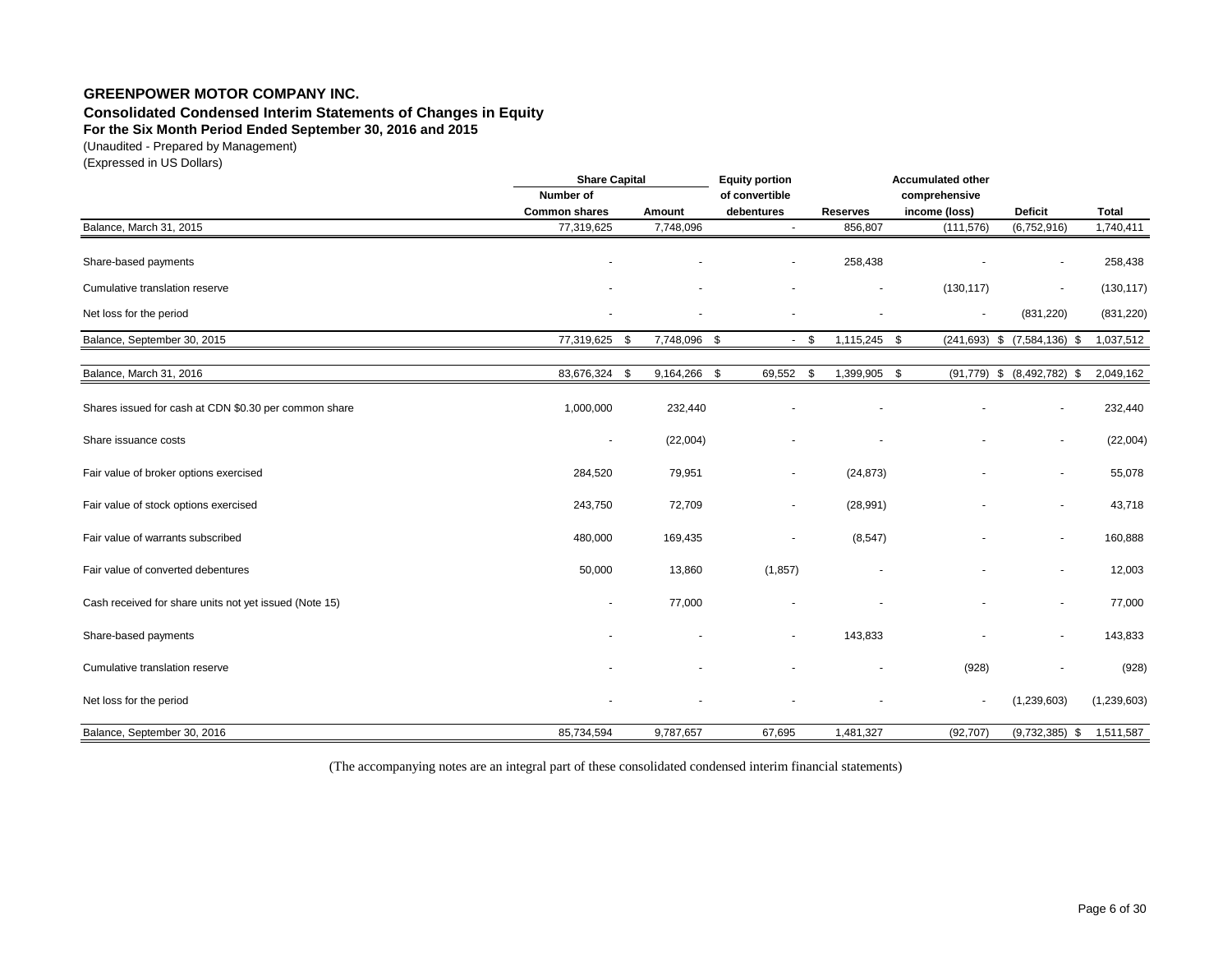**GREENPOWER MOTOR COMPANY INC.**

**Consolidated Condensed Interim Statements of Changes in Equity**

**For the Six Month Period Ended September 30, 2016 and 2015**

(Unaudited - Prepared by Management)

(Expressed in US Dollars)

| | Share Capital | | Equity portion | | Accumulated other | | |
|---|---|---|---|---|---|---|---|
| | Number of | | of convertible | | comprehensive | | |
| | Common shares | Amount | debentures | Reserves | income (loss) | Deficit | Total |
| Balance, March 31, 2015 | 77,319,625 | 7,748,096 | - | 856,807 | (111,576) | (6,752,916) | 1,740,411 |
| Share-based payments | - | - | - | 258,438 | - | - | 258,438 |
| Cumulative translation reserve | - | - | - | - | (130,117) | - | (130,117) |
| Net loss for the period | - | - | - | - | - | (831,220) | (831,220) |
| Balance, September 30, 2015 | 77,319,625 | $ 7,748,096 | $ - | $ 1,115,245 | $ (241,693) | $ (7,584,136) | $ 1,037,512 |
| Balance, March 31, 2016 | 83,676,324 | $ 9,164,266 | $ 69,552 | $ 1,399,905 | $ (91,779) | $ (8,492,782) | $ 2,049,162 |
| Shares issued for cash at CDN $0.30 per common share | 1,000,000 | 232,440 | - | - | - | - | 232,440 |
| Share issuance costs | - | (22,004) | - | - | - | - | (22,004) |
| Fair value of broker options exercised | 284,520 | 79,951 | - | (24,873) | - | - | 55,078 |
| Fair value of stock options exercised | 243,750 | 72,709 | - | (28,991) | - | - | 43,718 |
| Fair value of warrants subscribed | 480,000 | 169,435 | - | (8,547) | - | - | 160,888 |
| Fair value of converted debentures | 50,000 | 13,860 | (1,857) | - | - | - | 12,003 |
| Cash received for share units not yet issued (Note 15) | - | 77,000 | - | - | - | - | 77,000 |
| Share-based payments | - | - | - | 143,833 | - | - | 143,833 |
| Cumulative translation reserve | - | - | - | - | (928) | - | (928) |
| Net loss for the period | - | - | - | - | - | (1,239,603) | (1,239,603) |
| Balance, September 30, 2016 | 85,734,594 | 9,787,657 | 67,695 | 1,481,327 | (92,707) | (9,732,385) | $ 1,511,587 |

(The accompanying notes are an integral part of these consolidated condensed interim financial statements)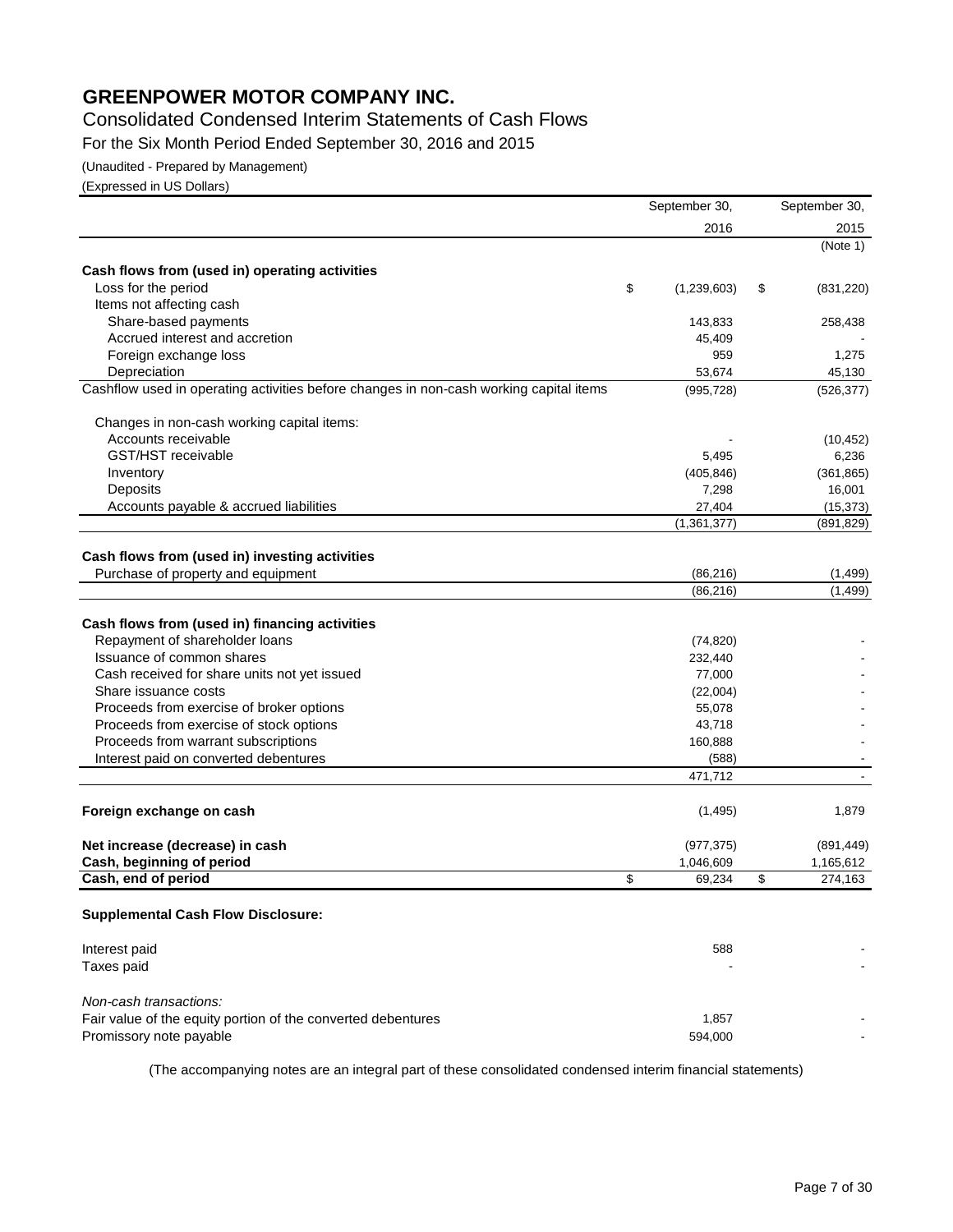# GREENPOWER MOTOR COMPANY INC.

## Consolidated Condensed Interim Statements of Cash Flows

For the Six Month Period Ended September 30, 2016 and 2015

(Unaudited - Prepared by Management)

(Expressed in US Dollars)

| | September 30, 2016 | September 30, 2015 |
|---|---|---|
| | | (Note 1) |
| **Cash flows from (used in) operating activities** | | |
| Loss for the period | $ (1,239,603) | $ (831,220) |
| Items not affecting cash | | |
| Share-based payments | 143,833 | 258,438 |
| Accrued interest and accretion | 45,409 | - |
| Foreign exchange loss | 959 | 1,275 |
| Depreciation | 53,674 | 45,130 |
| Cashflow used in operating activities before changes in non-cash working capital items | (995,728) | (526,377) |
| Changes in non-cash working capital items: | | |
| Accounts receivable | - | (10,452) |
| GST/HST receivable | 5,495 | 6,236 |
| Inventory | (405,846) | (361,865) |
| Deposits | 7,298 | 16,001 |
| Accounts payable & accrued liabilities | 27,404 | (15,373) |
| | (1,361,377) | (891,829) |
| **Cash flows from (used in) investing activities** | | |
| Purchase of property and equipment | (86,216) | (1,499) |
| | (86,216) | (1,499) |
| **Cash flows from (used in) financing activities** | | |
| Repayment of shareholder loans | (74,820) | - |
| Issuance of common shares | 232,440 | - |
| Cash received for share units not yet issued | 77,000 | - |
| Share issuance costs | (22,004) | - |
| Proceeds from exercise of broker options | 55,078 | - |
| Proceeds from exercise of stock options | 43,718 | - |
| Proceeds from warrant subscriptions | 160,888 | - |
| Interest paid on converted debentures | (588) | - |
| | 471,712 | - |
| **Foreign exchange on cash** | (1,495) | 1,879 |
| **Net increase (decrease) in cash** | (977,375) | (891,449) |
| **Cash, beginning of period** | 1,046,609 | 1,165,612 |
| **Cash, end of period** | $ 69,234 | $ 274,163 |

**Supplemental Cash Flow Disclosure:**

| | | |
|---|---|---|
| Interest paid | 588 | - |
| Taxes paid | - | - |
| *Non-cash transactions:* | | |
| Fair value of the equity portion of the converted debentures | 1,857 | - |
| Promissory note payable | 594,000 | - |

(The accompanying notes are an integral part of these consolidated condensed interim financial statements)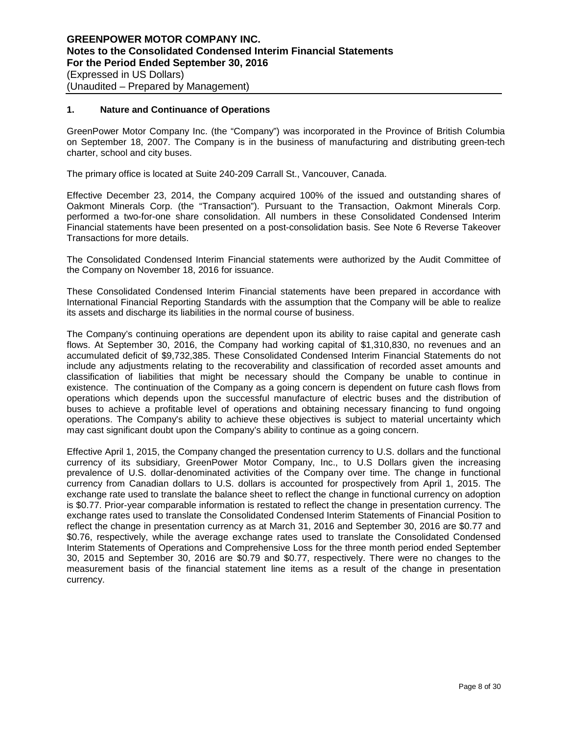## 1. Nature and Continuance of Operations

GreenPower Motor Company Inc. (the "Company") was incorporated in the Province of British Columbia on September 18, 2007. The Company is in the business of manufacturing and distributing green-tech charter, school and city buses.

The primary office is located at Suite 240-209 Carrall St., Vancouver, Canada.

Effective December 23, 2014, the Company acquired 100% of the issued and outstanding shares of Oakmont Minerals Corp. (the "Transaction"). Pursuant to the Transaction, Oakmont Minerals Corp. performed a two-for-one share consolidation. All numbers in these Consolidated Condensed Interim Financial statements have been presented on a post-consolidation basis. See Note 6 Reverse Takeover Transactions for more details.

The Consolidated Condensed Interim Financial statements were authorized by the Audit Committee of the Company on November 18, 2016 for issuance.

These Consolidated Condensed Interim Financial statements have been prepared in accordance with International Financial Reporting Standards with the assumption that the Company will be able to realize its assets and discharge its liabilities in the normal course of business.

The Company's continuing operations are dependent upon its ability to raise capital and generate cash flows. At September 30, 2016, the Company had working capital of $1,310,830, no revenues and an accumulated deficit of $9,732,385. These Consolidated Condensed Interim Financial Statements do not include any adjustments relating to the recoverability and classification of recorded asset amounts and classification of liabilities that might be necessary should the Company be unable to continue in existence. The continuation of the Company as a going concern is dependent on future cash flows from operations which depends upon the successful manufacture of electric buses and the distribution of buses to achieve a profitable level of operations and obtaining necessary financing to fund ongoing operations. The Company's ability to achieve these objectives is subject to material uncertainty which may cast significant doubt upon the Company's ability to continue as a going concern.

Effective April 1, 2015, the Company changed the presentation currency to U.S. dollars and the functional currency of its subsidiary, GreenPower Motor Company, Inc., to U.S Dollars given the increasing prevalence of U.S. dollar-denominated activities of the Company over time. The change in functional currency from Canadian dollars to U.S. dollars is accounted for prospectively from April 1, 2015. The exchange rate used to translate the balance sheet to reflect the change in functional currency on adoption is $0.77. Prior-year comparable information is restated to reflect the change in presentation currency. The exchange rates used to translate the Consolidated Condensed Interim Statements of Financial Position to reflect the change in presentation currency as at March 31, 2016 and September 30, 2016 are $0.77 and $0.76, respectively, while the average exchange rates used to translate the Consolidated Condensed Interim Statements of Operations and Comprehensive Loss for the three month period ended September 30, 2015 and September 30, 2016 are $0.79 and $0.77, respectively. There were no changes to the measurement basis of the financial statement line items as a result of the change in presentation currency.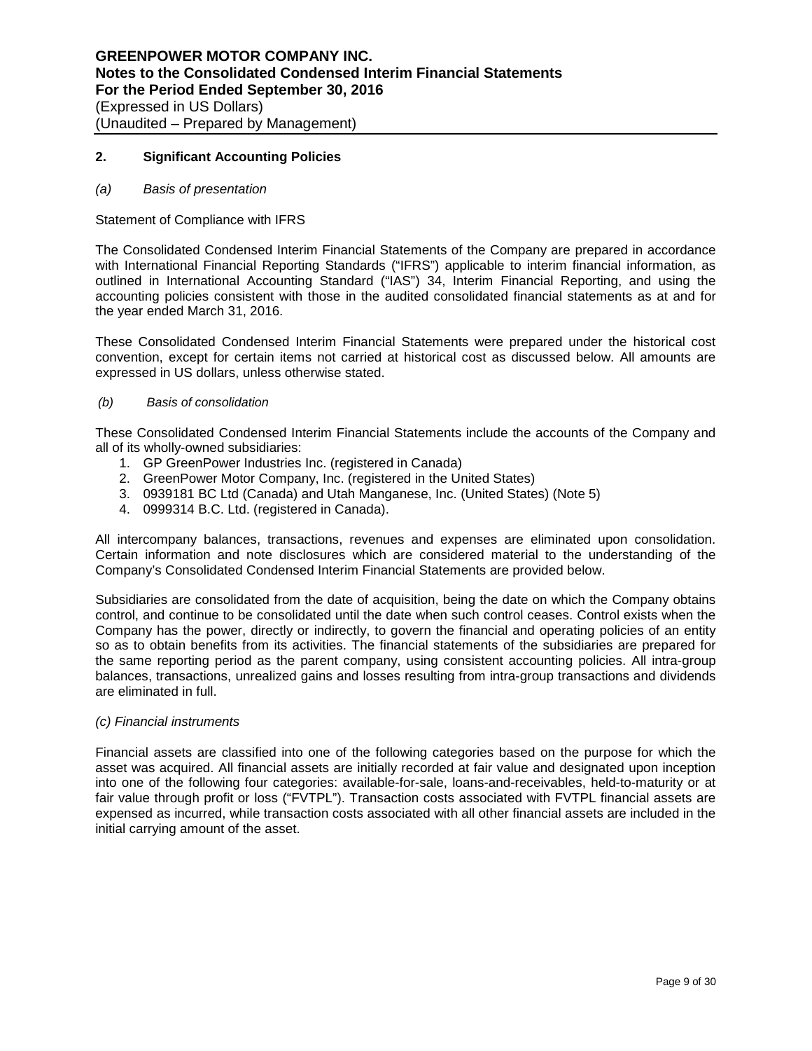## 2. Significant Accounting Policies

*(a) Basis of presentation*

Statement of Compliance with IFRS

The Consolidated Condensed Interim Financial Statements of the Company are prepared in accordance with International Financial Reporting Standards ("IFRS") applicable to interim financial information, as outlined in International Accounting Standard ("IAS") 34, Interim Financial Reporting, and using the accounting policies consistent with those in the audited consolidated financial statements as at and for the year ended March 31, 2016.

These Consolidated Condensed Interim Financial Statements were prepared under the historical cost convention, except for certain items not carried at historical cost as discussed below. All amounts are expressed in US dollars, unless otherwise stated.

*(b) Basis of consolidation*

These Consolidated Condensed Interim Financial Statements include the accounts of the Company and all of its wholly-owned subsidiaries:

1. GP GreenPower Industries Inc. (registered in Canada)
2. GreenPower Motor Company, Inc. (registered in the United States)
3. 0939181 BC Ltd (Canada) and Utah Manganese, Inc. (United States) (Note 5)
4. 0999314 B.C. Ltd. (registered in Canada).

All intercompany balances, transactions, revenues and expenses are eliminated upon consolidation. Certain information and note disclosures which are considered material to the understanding of the Company's Consolidated Condensed Interim Financial Statements are provided below.

Subsidiaries are consolidated from the date of acquisition, being the date on which the Company obtains control, and continue to be consolidated until the date when such control ceases. Control exists when the Company has the power, directly or indirectly, to govern the financial and operating policies of an entity so as to obtain benefits from its activities. The financial statements of the subsidiaries are prepared for the same reporting period as the parent company, using consistent accounting policies. All intra-group balances, transactions, unrealized gains and losses resulting from intra-group transactions and dividends are eliminated in full.

*(c) Financial instruments*

Financial assets are classified into one of the following categories based on the purpose for which the asset was acquired. All financial assets are initially recorded at fair value and designated upon inception into one of the following four categories: available-for-sale, loans-and-receivables, held-to-maturity or at fair value through profit or loss ("FVTPL"). Transaction costs associated with FVTPL financial assets are expensed as incurred, while transaction costs associated with all other financial assets are included in the initial carrying amount of the asset.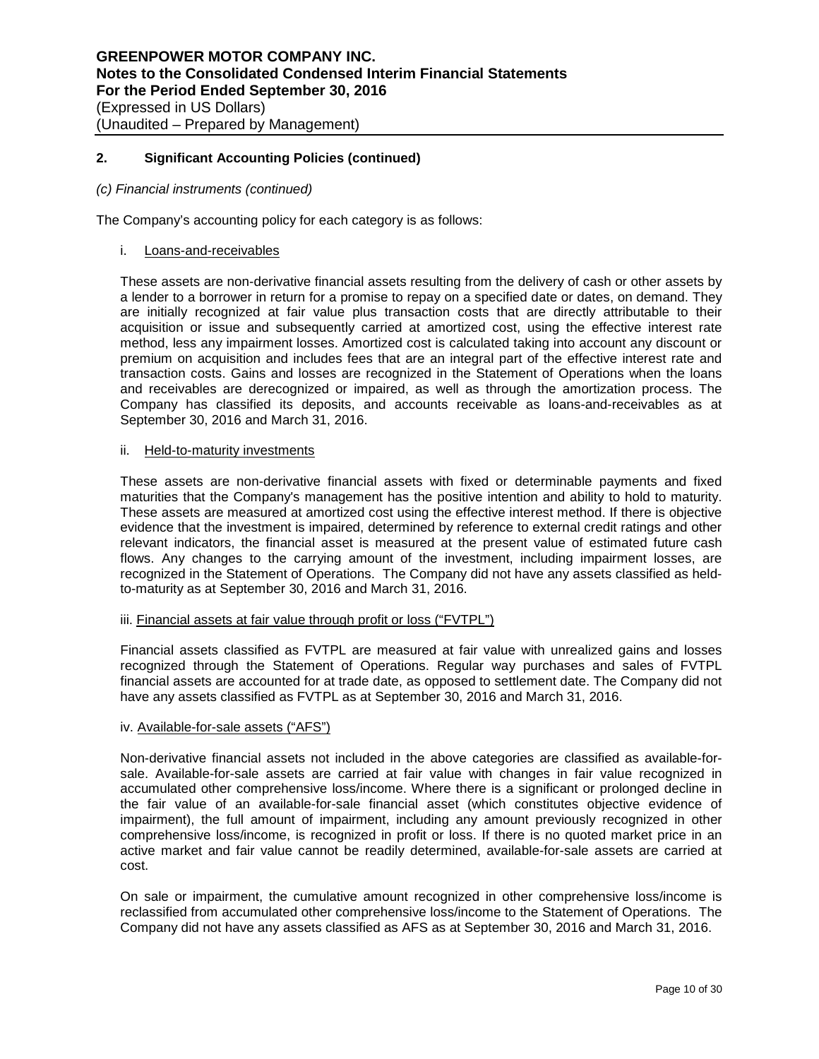## 2. Significant Accounting Policies (continued)

*(c) Financial instruments (continued)*

The Company's accounting policy for each category is as follows:

i. Loans-and-receivables

These assets are non-derivative financial assets resulting from the delivery of cash or other assets by a lender to a borrower in return for a promise to repay on a specified date or dates, on demand. They are initially recognized at fair value plus transaction costs that are directly attributable to their acquisition or issue and subsequently carried at amortized cost, using the effective interest rate method, less any impairment losses. Amortized cost is calculated taking into account any discount or premium on acquisition and includes fees that are an integral part of the effective interest rate and transaction costs. Gains and losses are recognized in the Statement of Operations when the loans and receivables are derecognized or impaired, as well as through the amortization process. The Company has classified its deposits, and accounts receivable as loans-and-receivables as at September 30, 2016 and March 31, 2016.

ii. Held-to-maturity investments

These assets are non-derivative financial assets with fixed or determinable payments and fixed maturities that the Company's management has the positive intention and ability to hold to maturity. These assets are measured at amortized cost using the effective interest method. If there is objective evidence that the investment is impaired, determined by reference to external credit ratings and other relevant indicators, the financial asset is measured at the present value of estimated future cash flows. Any changes to the carrying amount of the investment, including impairment losses, are recognized in the Statement of Operations. The Company did not have any assets classified as held-to-maturity as at September 30, 2016 and March 31, 2016.

iii. Financial assets at fair value through profit or loss ("FVTPL")

Financial assets classified as FVTPL are measured at fair value with unrealized gains and losses recognized through the Statement of Operations. Regular way purchases and sales of FVTPL financial assets are accounted for at trade date, as opposed to settlement date. The Company did not have any assets classified as FVTPL as at September 30, 2016 and March 31, 2016.

iv. Available-for-sale assets ("AFS")

Non-derivative financial assets not included in the above categories are classified as available-for-sale. Available-for-sale assets are carried at fair value with changes in fair value recognized in accumulated other comprehensive loss/income. Where there is a significant or prolonged decline in the fair value of an available-for-sale financial asset (which constitutes objective evidence of impairment), the full amount of impairment, including any amount previously recognized in other comprehensive loss/income, is recognized in profit or loss. If there is no quoted market price in an active market and fair value cannot be readily determined, available-for-sale assets are carried at cost.

On sale or impairment, the cumulative amount recognized in other comprehensive loss/income is reclassified from accumulated other comprehensive loss/income to the Statement of Operations. The Company did not have any assets classified as AFS as at September 30, 2016 and March 31, 2016.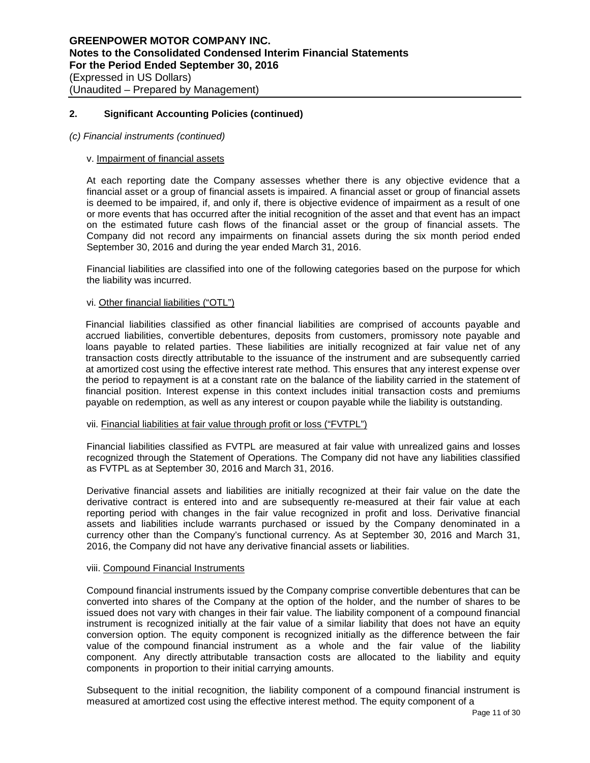## 2. Significant Accounting Policies (continued)

*(c) Financial instruments (continued)*

v. Impairment of financial assets

At each reporting date the Company assesses whether there is any objective evidence that a financial asset or a group of financial assets is impaired. A financial asset or group of financial assets is deemed to be impaired, if, and only if, there is objective evidence of impairment as a result of one or more events that has occurred after the initial recognition of the asset and that event has an impact on the estimated future cash flows of the financial asset or the group of financial assets. The Company did not record any impairments on financial assets during the six month period ended September 30, 2016 and during the year ended March 31, 2016.

Financial liabilities are classified into one of the following categories based on the purpose for which the liability was incurred.

vi. Other financial liabilities ("OTL")

Financial liabilities classified as other financial liabilities are comprised of accounts payable and accrued liabilities, convertible debentures, deposits from customers, promissory note payable and loans payable to related parties. These liabilities are initially recognized at fair value net of any transaction costs directly attributable to the issuance of the instrument and are subsequently carried at amortized cost using the effective interest rate method. This ensures that any interest expense over the period to repayment is at a constant rate on the balance of the liability carried in the statement of financial position. Interest expense in this context includes initial transaction costs and premiums payable on redemption, as well as any interest or coupon payable while the liability is outstanding.

vii. Financial liabilities at fair value through profit or loss ("FVTPL")

Financial liabilities classified as FVTPL are measured at fair value with unrealized gains and losses recognized through the Statement of Operations. The Company did not have any liabilities classified as FVTPL as at September 30, 2016 and March 31, 2016.

Derivative financial assets and liabilities are initially recognized at their fair value on the date the derivative contract is entered into and are subsequently re-measured at their fair value at each reporting period with changes in the fair value recognized in profit and loss. Derivative financial assets and liabilities include warrants purchased or issued by the Company denominated in a currency other than the Company's functional currency. As at September 30, 2016 and March 31, 2016, the Company did not have any derivative financial assets or liabilities.

viii. Compound Financial Instruments

Compound financial instruments issued by the Company comprise convertible debentures that can be converted into shares of the Company at the option of the holder, and the number of shares to be issued does not vary with changes in their fair value. The liability component of a compound financial instrument is recognized initially at the fair value of a similar liability that does not have an equity conversion option. The equity component is recognized initially as the difference between the fair value of the compound financial instrument as a whole and the fair value of the liability component. Any directly attributable transaction costs are allocated to the liability and equity components in proportion to their initial carrying amounts.

Subsequent to the initial recognition, the liability component of a compound financial instrument is measured at amortized cost using the effective interest method. The equity component of a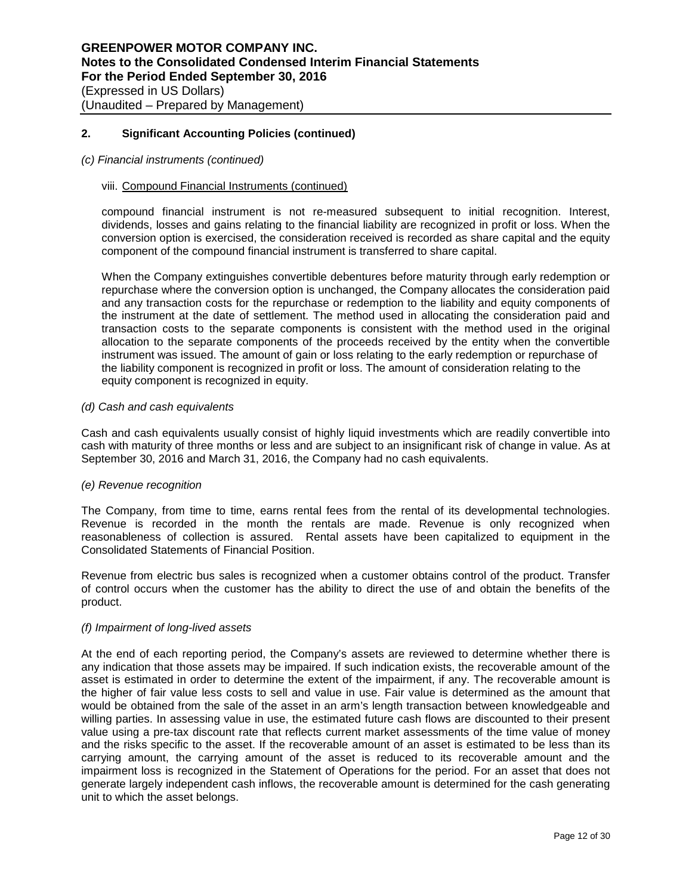## 2. Significant Accounting Policies (continued)

*(c) Financial instruments (continued)*

viii. Compound Financial Instruments (continued)

compound financial instrument is not re-measured subsequent to initial recognition. Interest, dividends, losses and gains relating to the financial liability are recognized in profit or loss. When the conversion option is exercised, the consideration received is recorded as share capital and the equity component of the compound financial instrument is transferred to share capital.

When the Company extinguishes convertible debentures before maturity through early redemption or repurchase where the conversion option is unchanged, the Company allocates the consideration paid and any transaction costs for the repurchase or redemption to the liability and equity components of the instrument at the date of settlement. The method used in allocating the consideration paid and transaction costs to the separate components is consistent with the method used in the original allocation to the separate components of the proceeds received by the entity when the convertible instrument was issued. The amount of gain or loss relating to the early redemption or repurchase of the liability component is recognized in profit or loss. The amount of consideration relating to the equity component is recognized in equity.

*(d) Cash and cash equivalents*

Cash and cash equivalents usually consist of highly liquid investments which are readily convertible into cash with maturity of three months or less and are subject to an insignificant risk of change in value. As at September 30, 2016 and March 31, 2016, the Company had no cash equivalents.

*(e) Revenue recognition*

The Company, from time to time, earns rental fees from the rental of its developmental technologies. Revenue is recorded in the month the rentals are made. Revenue is only recognized when reasonableness of collection is assured. Rental assets have been capitalized to equipment in the Consolidated Statements of Financial Position.

Revenue from electric bus sales is recognized when a customer obtains control of the product. Transfer of control occurs when the customer has the ability to direct the use of and obtain the benefits of the product.

*(f) Impairment of long-lived assets*

At the end of each reporting period, the Company's assets are reviewed to determine whether there is any indication that those assets may be impaired. If such indication exists, the recoverable amount of the asset is estimated in order to determine the extent of the impairment, if any. The recoverable amount is the higher of fair value less costs to sell and value in use. Fair value is determined as the amount that would be obtained from the sale of the asset in an arm's length transaction between knowledgeable and willing parties. In assessing value in use, the estimated future cash flows are discounted to their present value using a pre-tax discount rate that reflects current market assessments of the time value of money and the risks specific to the asset. If the recoverable amount of an asset is estimated to be less than its carrying amount, the carrying amount of the asset is reduced to its recoverable amount and the impairment loss is recognized in the Statement of Operations for the period. For an asset that does not generate largely independent cash inflows, the recoverable amount is determined for the cash generating unit to which the asset belongs.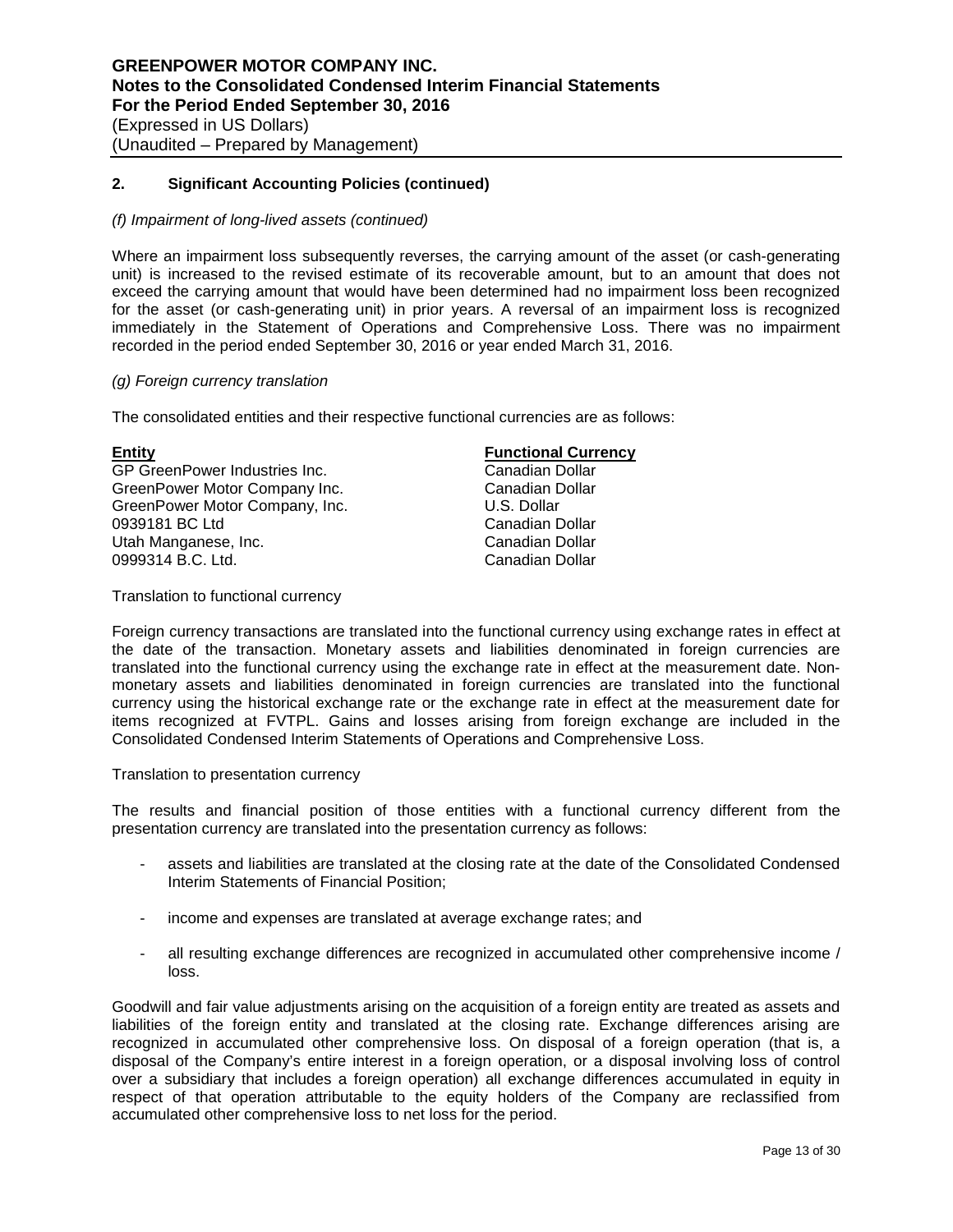## 2. Significant Accounting Policies (continued)

*(f) Impairment of long-lived assets (continued)*

Where an impairment loss subsequently reverses, the carrying amount of the asset (or cash-generating unit) is increased to the revised estimate of its recoverable amount, but to an amount that does not exceed the carrying amount that would have been determined had no impairment loss been recognized for the asset (or cash-generating unit) in prior years. A reversal of an impairment loss is recognized immediately in the Statement of Operations and Comprehensive Loss. There was no impairment recorded in the period ended September 30, 2016 or year ended March 31, 2016.

*(g) Foreign currency translation*

The consolidated entities and their respective functional currencies are as follows:

| Entity | Functional Currency |
|---|---|
| GP GreenPower Industries Inc. | Canadian Dollar |
| GreenPower Motor Company Inc. | Canadian Dollar |
| GreenPower Motor Company, Inc. | U.S. Dollar |
| 0939181 BC Ltd | Canadian Dollar |
| Utah Manganese, Inc. | Canadian Dollar |
| 0999314 B.C. Ltd. | Canadian Dollar |

Translation to functional currency

Foreign currency transactions are translated into the functional currency using exchange rates in effect at the date of the transaction. Monetary assets and liabilities denominated in foreign currencies are translated into the functional currency using the exchange rate in effect at the measurement date. Non-monetary assets and liabilities denominated in foreign currencies are translated into the functional currency using the historical exchange rate or the exchange rate in effect at the measurement date for items recognized at FVTPL. Gains and losses arising from foreign exchange are included in the Consolidated Condensed Interim Statements of Operations and Comprehensive Loss.

Translation to presentation currency

The results and financial position of those entities with a functional currency different from the presentation currency are translated into the presentation currency as follows:

- assets and liabilities are translated at the closing rate at the date of the Consolidated Condensed Interim Statements of Financial Position;
- income and expenses are translated at average exchange rates; and
- all resulting exchange differences are recognized in accumulated other comprehensive income / loss.

Goodwill and fair value adjustments arising on the acquisition of a foreign entity are treated as assets and liabilities of the foreign entity and translated at the closing rate. Exchange differences arising are recognized in accumulated other comprehensive loss. On disposal of a foreign operation (that is, a disposal of the Company's entire interest in a foreign operation, or a disposal involving loss of control over a subsidiary that includes a foreign operation) all exchange differences accumulated in equity in respect of that operation attributable to the equity holders of the Company are reclassified from accumulated other comprehensive loss to net loss for the period.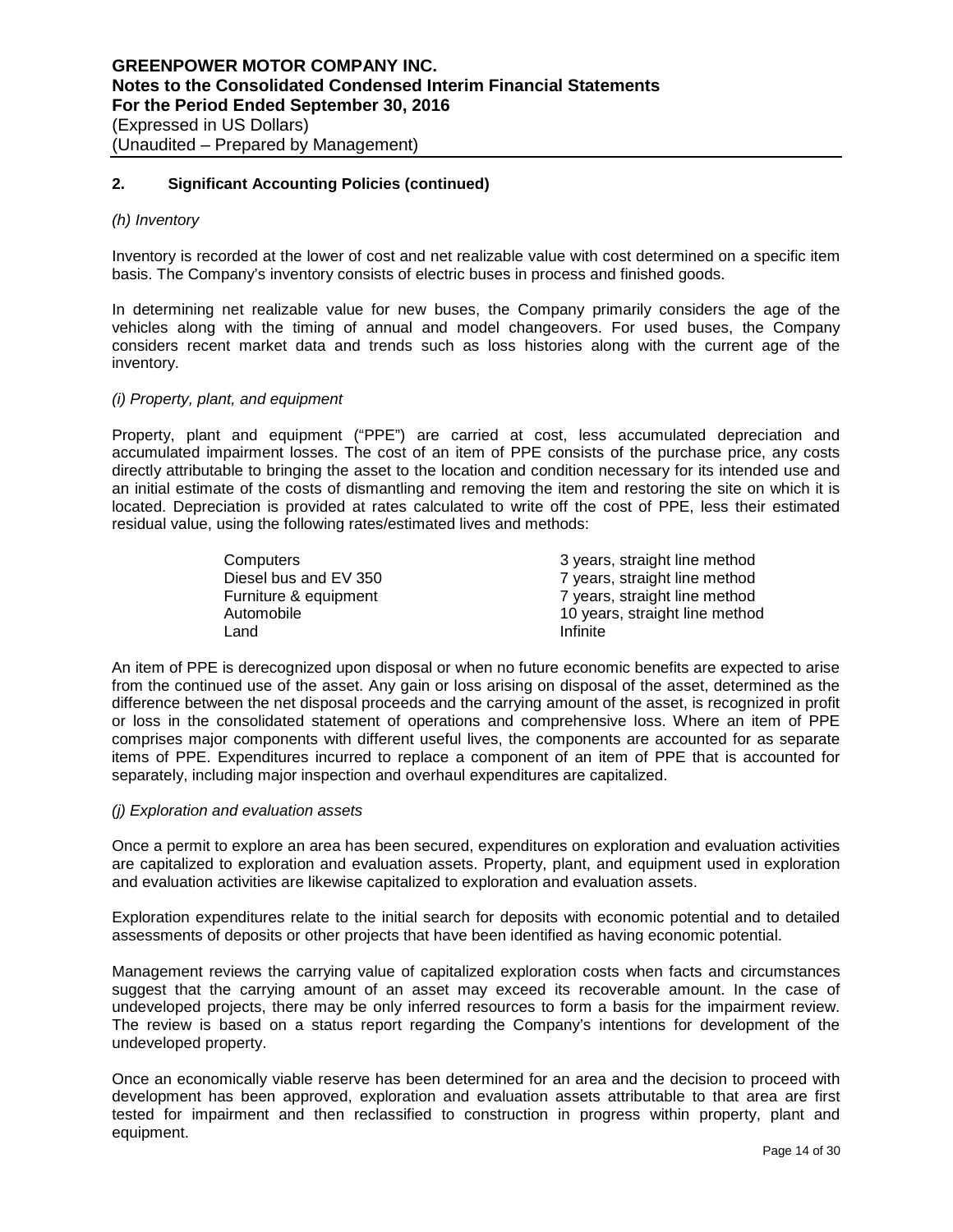## 2. Significant Accounting Policies (continued)

*(h) Inventory*

Inventory is recorded at the lower of cost and net realizable value with cost determined on a specific item basis. The Company's inventory consists of electric buses in process and finished goods.

In determining net realizable value for new buses, the Company primarily considers the age of the vehicles along with the timing of annual and model changeovers. For used buses, the Company considers recent market data and trends such as loss histories along with the current age of the inventory.

*(i) Property, plant, and equipment*

Property, plant and equipment ("PPE") are carried at cost, less accumulated depreciation and accumulated impairment losses. The cost of an item of PPE consists of the purchase price, any costs directly attributable to bringing the asset to the location and condition necessary for its intended use and an initial estimate of the costs of dismantling and removing the item and restoring the site on which it is located. Depreciation is provided at rates calculated to write off the cost of PPE, less their estimated residual value, using the following rates/estimated lives and methods:

| | |
|---|---|
| Computers | 3 years, straight line method |
| Diesel bus and EV 350 | 7 years, straight line method |
| Furniture & equipment | 7 years, straight line method |
| Automobile | 10 years, straight line method |
| Land | Infinite |

An item of PPE is derecognized upon disposal or when no future economic benefits are expected to arise from the continued use of the asset. Any gain or loss arising on disposal of the asset, determined as the difference between the net disposal proceeds and the carrying amount of the asset, is recognized in profit or loss in the consolidated statement of operations and comprehensive loss. Where an item of PPE comprises major components with different useful lives, the components are accounted for as separate items of PPE. Expenditures incurred to replace a component of an item of PPE that is accounted for separately, including major inspection and overhaul expenditures are capitalized.

*(j) Exploration and evaluation assets*

Once a permit to explore an area has been secured, expenditures on exploration and evaluation activities are capitalized to exploration and evaluation assets. Property, plant, and equipment used in exploration and evaluation activities are likewise capitalized to exploration and evaluation assets.

Exploration expenditures relate to the initial search for deposits with economic potential and to detailed assessments of deposits or other projects that have been identified as having economic potential.

Management reviews the carrying value of capitalized exploration costs when facts and circumstances suggest that the carrying amount of an asset may exceed its recoverable amount. In the case of undeveloped projects, there may be only inferred resources to form a basis for the impairment review. The review is based on a status report regarding the Company's intentions for development of the undeveloped property.

Once an economically viable reserve has been determined for an area and the decision to proceed with development has been approved, exploration and evaluation assets attributable to that area are first tested for impairment and then reclassified to construction in progress within property, plant and equipment.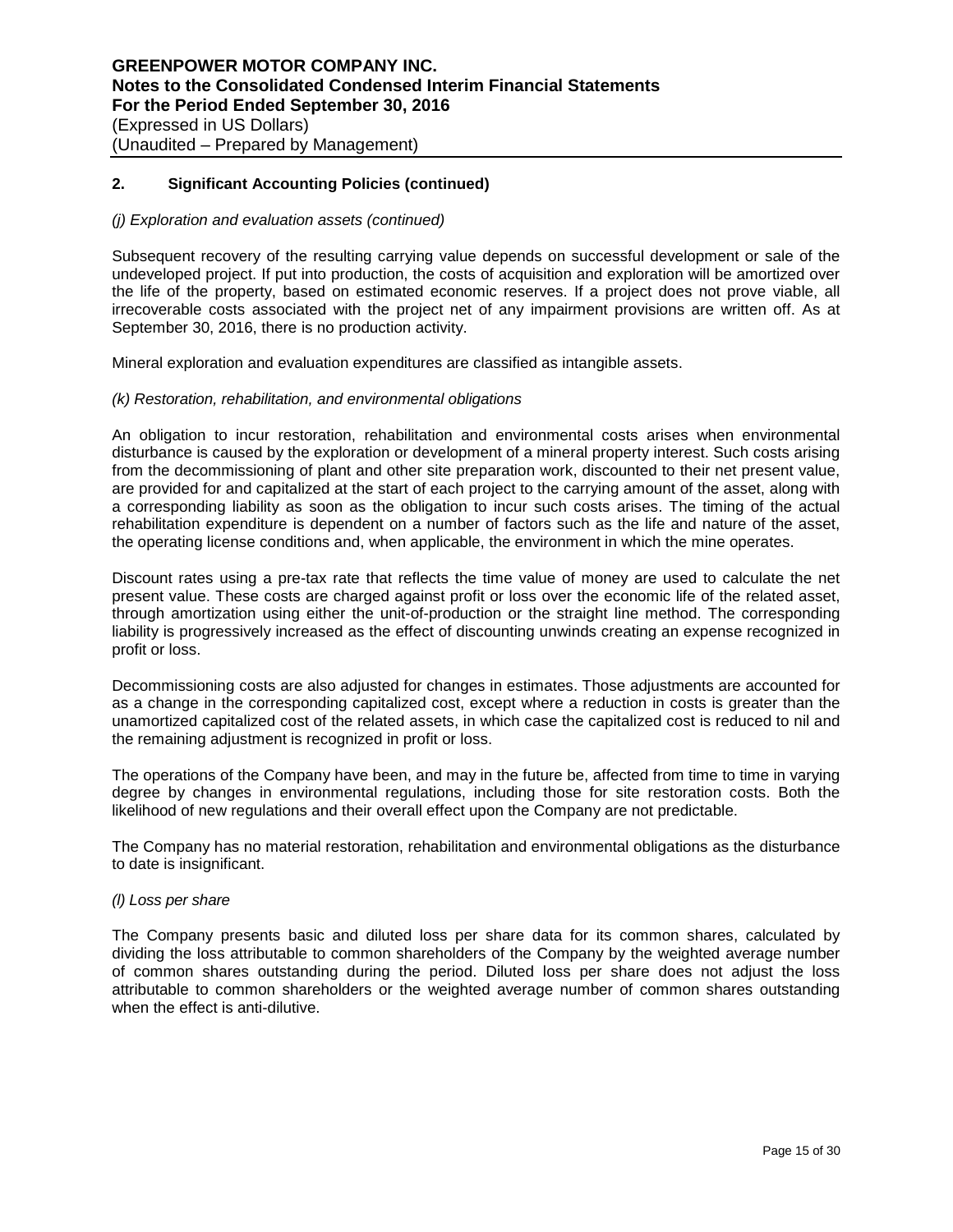## 2. Significant Accounting Policies (continued)

*(j) Exploration and evaluation assets (continued)*

Subsequent recovery of the resulting carrying value depends on successful development or sale of the undeveloped project. If put into production, the costs of acquisition and exploration will be amortized over the life of the property, based on estimated economic reserves. If a project does not prove viable, all irrecoverable costs associated with the project net of any impairment provisions are written off. As at September 30, 2016, there is no production activity.

Mineral exploration and evaluation expenditures are classified as intangible assets.

*(k) Restoration, rehabilitation, and environmental obligations*

An obligation to incur restoration, rehabilitation and environmental costs arises when environmental disturbance is caused by the exploration or development of a mineral property interest. Such costs arising from the decommissioning of plant and other site preparation work, discounted to their net present value, are provided for and capitalized at the start of each project to the carrying amount of the asset, along with a corresponding liability as soon as the obligation to incur such costs arises. The timing of the actual rehabilitation expenditure is dependent on a number of factors such as the life and nature of the asset, the operating license conditions and, when applicable, the environment in which the mine operates.

Discount rates using a pre-tax rate that reflects the time value of money are used to calculate the net present value. These costs are charged against profit or loss over the economic life of the related asset, through amortization using either the unit-of-production or the straight line method. The corresponding liability is progressively increased as the effect of discounting unwinds creating an expense recognized in profit or loss.

Decommissioning costs are also adjusted for changes in estimates. Those adjustments are accounted for as a change in the corresponding capitalized cost, except where a reduction in costs is greater than the unamortized capitalized cost of the related assets, in which case the capitalized cost is reduced to nil and the remaining adjustment is recognized in profit or loss.

The operations of the Company have been, and may in the future be, affected from time to time in varying degree by changes in environmental regulations, including those for site restoration costs. Both the likelihood of new regulations and their overall effect upon the Company are not predictable.

The Company has no material restoration, rehabilitation and environmental obligations as the disturbance to date is insignificant.

*(l) Loss per share*

The Company presents basic and diluted loss per share data for its common shares, calculated by dividing the loss attributable to common shareholders of the Company by the weighted average number of common shares outstanding during the period. Diluted loss per share does not adjust the loss attributable to common shareholders or the weighted average number of common shares outstanding when the effect is anti-dilutive.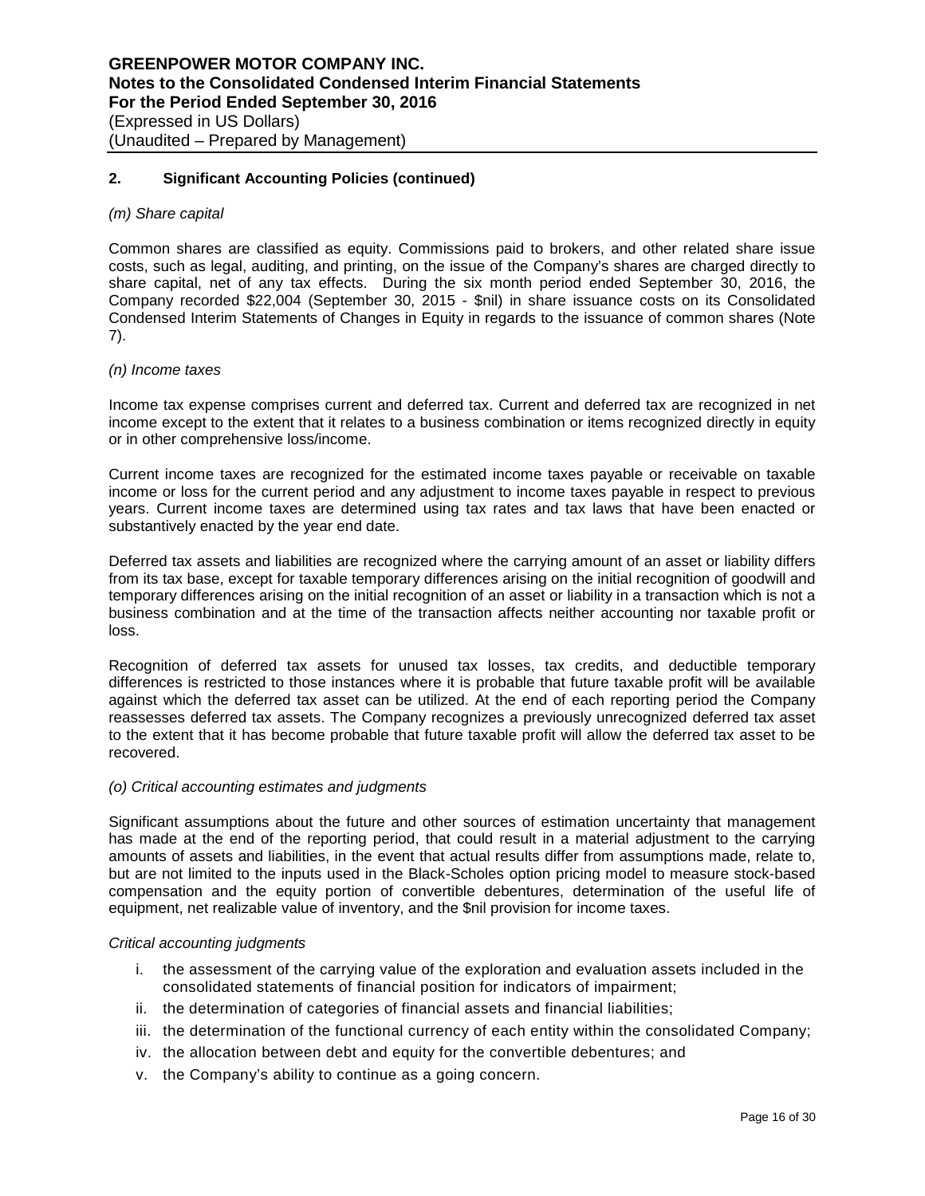## 2. Significant Accounting Policies (continued)

*(m) Share capital*

Common shares are classified as equity. Commissions paid to brokers, and other related share issue costs, such as legal, auditing, and printing, on the issue of the Company's shares are charged directly to share capital, net of any tax effects. During the six month period ended September 30, 2016, the Company recorded $22,004 (September 30, 2015 - $nil) in share issuance costs on its Consolidated Condensed Interim Statements of Changes in Equity in regards to the issuance of common shares (Note 7).

*(n) Income taxes*

Income tax expense comprises current and deferred tax. Current and deferred tax are recognized in net income except to the extent that it relates to a business combination or items recognized directly in equity or in other comprehensive loss/income.

Current income taxes are recognized for the estimated income taxes payable or receivable on taxable income or loss for the current period and any adjustment to income taxes payable in respect to previous years. Current income taxes are determined using tax rates and tax laws that have been enacted or substantively enacted by the year end date.

Deferred tax assets and liabilities are recognized where the carrying amount of an asset or liability differs from its tax base, except for taxable temporary differences arising on the initial recognition of goodwill and temporary differences arising on the initial recognition of an asset or liability in a transaction which is not a business combination and at the time of the transaction affects neither accounting nor taxable profit or loss.

Recognition of deferred tax assets for unused tax losses, tax credits, and deductible temporary differences is restricted to those instances where it is probable that future taxable profit will be available against which the deferred tax asset can be utilized. At the end of each reporting period the Company reassesses deferred tax assets. The Company recognizes a previously unrecognized deferred tax asset to the extent that it has become probable that future taxable profit will allow the deferred tax asset to be recovered.

*(o) Critical accounting estimates and judgments*

Significant assumptions about the future and other sources of estimation uncertainty that management has made at the end of the reporting period, that could result in a material adjustment to the carrying amounts of assets and liabilities, in the event that actual results differ from assumptions made, relate to, but are not limited to the inputs used in the Black-Scholes option pricing model to measure stock-based compensation and the equity portion of convertible debentures, determination of the useful life of equipment, net realizable value of inventory, and the $nil provision for income taxes.

*Critical accounting judgments*

i. the assessment of the carrying value of the exploration and evaluation assets included in the consolidated statements of financial position for indicators of impairment;
ii. the determination of categories of financial assets and financial liabilities;
iii. the determination of the functional currency of each entity within the consolidated Company;
iv. the allocation between debt and equity for the convertible debentures; and
v. the Company's ability to continue as a going concern.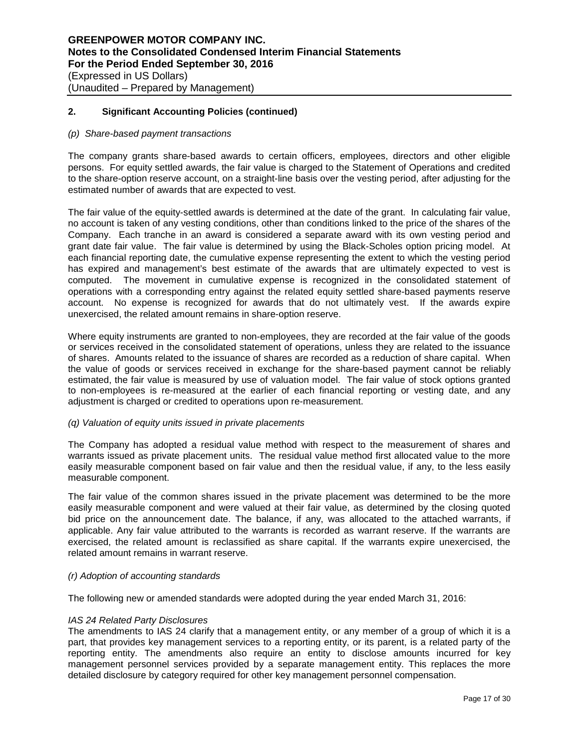## 2. Significant Accounting Policies (continued)

*(p) Share-based payment transactions*

The company grants share-based awards to certain officers, employees, directors and other eligible persons. For equity settled awards, the fair value is charged to the Statement of Operations and credited to the share-option reserve account, on a straight-line basis over the vesting period, after adjusting for the estimated number of awards that are expected to vest.

The fair value of the equity-settled awards is determined at the date of the grant. In calculating fair value, no account is taken of any vesting conditions, other than conditions linked to the price of the shares of the Company. Each tranche in an award is considered a separate award with its own vesting period and grant date fair value. The fair value is determined by using the Black-Scholes option pricing model. At each financial reporting date, the cumulative expense representing the extent to which the vesting period has expired and management's best estimate of the awards that are ultimately expected to vest is computed. The movement in cumulative expense is recognized in the consolidated statement of operations with a corresponding entry against the related equity settled share-based payments reserve account. No expense is recognized for awards that do not ultimately vest. If the awards expire unexercised, the related amount remains in share-option reserve.

Where equity instruments are granted to non-employees, they are recorded at the fair value of the goods or services received in the consolidated statement of operations, unless they are related to the issuance of shares. Amounts related to the issuance of shares are recorded as a reduction of share capital. When the value of goods or services received in exchange for the share-based payment cannot be reliably estimated, the fair value is measured by use of valuation model. The fair value of stock options granted to non-employees is re-measured at the earlier of each financial reporting or vesting date, and any adjustment is charged or credited to operations upon re-measurement.

*(q) Valuation of equity units issued in private placements*

The Company has adopted a residual value method with respect to the measurement of shares and warrants issued as private placement units. The residual value method first allocated value to the more easily measurable component based on fair value and then the residual value, if any, to the less easily measurable component.

The fair value of the common shares issued in the private placement was determined to be the more easily measurable component and were valued at their fair value, as determined by the closing quoted bid price on the announcement date. The balance, if any, was allocated to the attached warrants, if applicable. Any fair value attributed to the warrants is recorded as warrant reserve. If the warrants are exercised, the related amount is reclassified as share capital. If the warrants expire unexercised, the related amount remains in warrant reserve.

*(r) Adoption of accounting standards*

The following new or amended standards were adopted during the year ended March 31, 2016:

*IAS 24 Related Party Disclosures*
The amendments to IAS 24 clarify that a management entity, or any member of a group of which it is a part, that provides key management services to a reporting entity, or its parent, is a related party of the reporting entity. The amendments also require an entity to disclose amounts incurred for key management personnel services provided by a separate management entity. This replaces the more detailed disclosure by category required for other key management personnel compensation.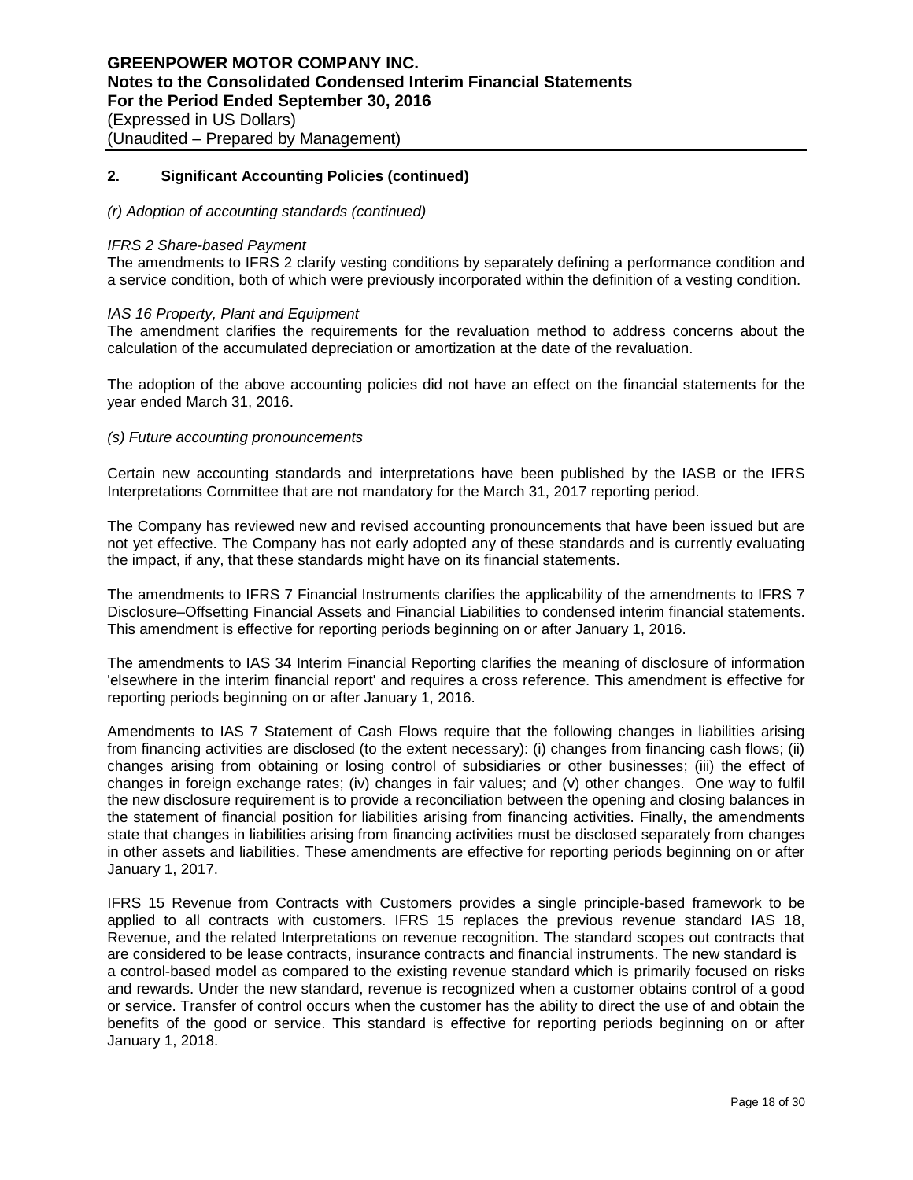## 2. Significant Accounting Policies (continued)

*(r) Adoption of accounting standards (continued)*

*IFRS 2 Share-based Payment*
The amendments to IFRS 2 clarify vesting conditions by separately defining a performance condition and a service condition, both of which were previously incorporated within the definition of a vesting condition.

*IAS 16 Property, Plant and Equipment*
The amendment clarifies the requirements for the revaluation method to address concerns about the calculation of the accumulated depreciation or amortization at the date of the revaluation.

The adoption of the above accounting policies did not have an effect on the financial statements for the year ended March 31, 2016.

*(s) Future accounting pronouncements*

Certain new accounting standards and interpretations have been published by the IASB or the IFRS Interpretations Committee that are not mandatory for the March 31, 2017 reporting period.

The Company has reviewed new and revised accounting pronouncements that have been issued but are not yet effective. The Company has not early adopted any of these standards and is currently evaluating the impact, if any, that these standards might have on its financial statements.

The amendments to IFRS 7 Financial Instruments clarifies the applicability of the amendments to IFRS 7 Disclosure–Offsetting Financial Assets and Financial Liabilities to condensed interim financial statements. This amendment is effective for reporting periods beginning on or after January 1, 2016.

The amendments to IAS 34 Interim Financial Reporting clarifies the meaning of disclosure of information 'elsewhere in the interim financial report' and requires a cross reference. This amendment is effective for reporting periods beginning on or after January 1, 2016.

Amendments to IAS 7 Statement of Cash Flows require that the following changes in liabilities arising from financing activities are disclosed (to the extent necessary): (i) changes from financing cash flows; (ii) changes arising from obtaining or losing control of subsidiaries or other businesses; (iii) the effect of changes in foreign exchange rates; (iv) changes in fair values; and (v) other changes. One way to fulfil the new disclosure requirement is to provide a reconciliation between the opening and closing balances in the statement of financial position for liabilities arising from financing activities. Finally, the amendments state that changes in liabilities arising from financing activities must be disclosed separately from changes in other assets and liabilities. These amendments are effective for reporting periods beginning on or after January 1, 2017.

IFRS 15 Revenue from Contracts with Customers provides a single principle-based framework to be applied to all contracts with customers. IFRS 15 replaces the previous revenue standard IAS 18, Revenue, and the related Interpretations on revenue recognition. The standard scopes out contracts that are considered to be lease contracts, insurance contracts and financial instruments. The new standard is a control-based model as compared to the existing revenue standard which is primarily focused on risks and rewards. Under the new standard, revenue is recognized when a customer obtains control of a good or service. Transfer of control occurs when the customer has the ability to direct the use of and obtain the benefits of the good or service. This standard is effective for reporting periods beginning on or after January 1, 2018.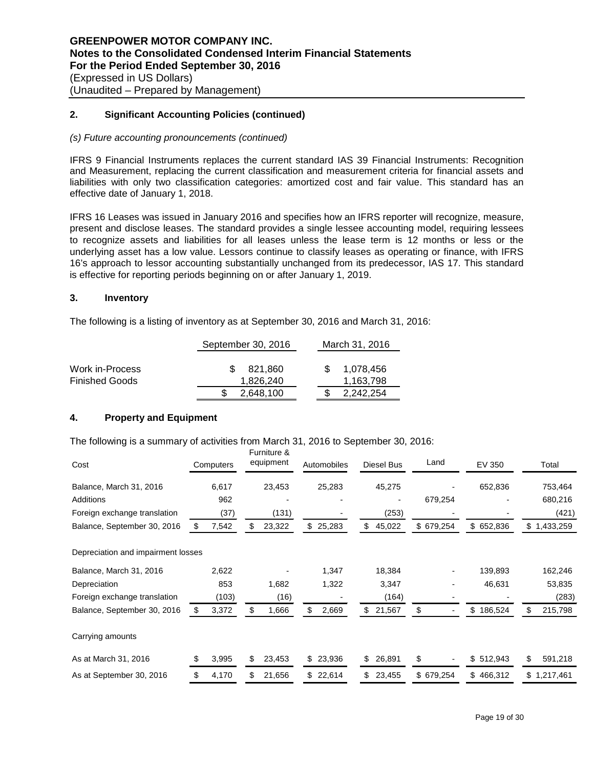## 2. Significant Accounting Policies (continued)

*(s) Future accounting pronouncements (continued)*

IFRS 9 Financial Instruments replaces the current standard IAS 39 Financial Instruments: Recognition and Measurement, replacing the current classification and measurement criteria for financial assets and liabilities with only two classification categories: amortized cost and fair value. This standard has an effective date of January 1, 2018.

IFRS 16 Leases was issued in January 2016 and specifies how an IFRS reporter will recognize, measure, present and disclose leases. The standard provides a single lessee accounting model, requiring lessees to recognize assets and liabilities for all leases unless the lease term is 12 months or less or the underlying asset has a low value. Lessors continue to classify leases as operating or finance, with IFRS 16's approach to lessor accounting substantially unchanged from its predecessor, IAS 17. This standard is effective for reporting periods beginning on or after January 1, 2019.

## 3. Inventory

The following is a listing of inventory as at September 30, 2016 and March 31, 2016:

| | September 30, 2016 | March 31, 2016 |
|---|---|---|
| Work in-Process | $ 821,860 | $ 1,078,456 |
| Finished Goods | 1,826,240 | 1,163,798 |
| | $ 2,648,100 | $ 2,242,254 |

## 4. Property and Equipment

The following is a summary of activities from March 31, 2016 to September 30, 2016:

| Cost | Computers | Furniture & equipment | Automobiles | Diesel Bus | Land | EV 350 | Total |
|---|---|---|---|---|---|---|---|
| Balance, March 31, 2016 | 6,617 | 23,453 | 25,283 | 45,275 | - | 652,836 | 753,464 |
| Additions | 962 | - | - | - | 679,254 | - | 680,216 |
| Foreign exchange translation | (37) | (131) | - | (253) | - | - | (421) |
| Balance, September 30, 2016 | $ 7,542 | $ 23,322 | $ 25,283 | $ 45,022 | $ 679,254 | $ 652,836 | $ 1,433,259 |
| **Depreciation and impairment losses** | | | | | | | |
| Balance, March 31, 2016 | 2,622 | - | 1,347 | 18,384 | - | 139,893 | 162,246 |
| Depreciation | 853 | 1,682 | 1,322 | 3,347 | - | 46,631 | 53,835 |
| Foreign exchange translation | (103) | (16) | - | (164) | - | - | (283) |
| Balance, September 30, 2016 | $ 3,372 | $ 1,666 | $ 2,669 | $ 21,567 | $ - | $ 186,524 | $ 215,798 |
| **Carrying amounts** | | | | | | | |
| As at March 31, 2016 | $ 3,995 | $ 23,453 | $ 23,936 | $ 26,891 | $ - | $ 512,943 | $ 591,218 |
| As at September 30, 2016 | $ 4,170 | $ 21,656 | $ 22,614 | $ 23,455 | $ 679,254 | $ 466,312 | $ 1,217,461 |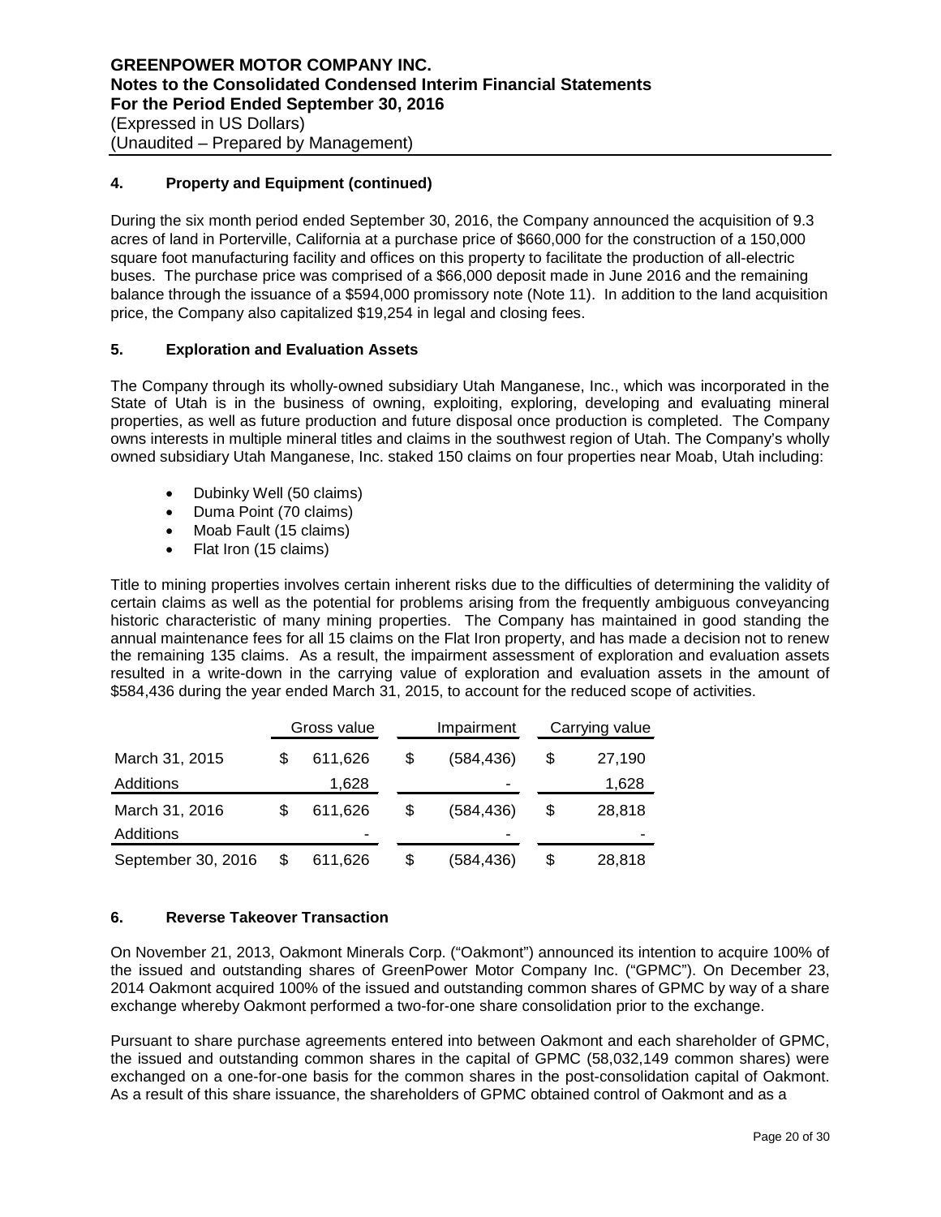## 4. Property and Equipment (continued)

During the six month period ended September 30, 2016, the Company announced the acquisition of 9.3 acres of land in Porterville, California at a purchase price of $660,000 for the construction of a 150,000 square foot manufacturing facility and offices on this property to facilitate the production of all-electric buses. The purchase price was comprised of a $66,000 deposit made in June 2016 and the remaining balance through the issuance of a $594,000 promissory note (Note 11). In addition to the land acquisition price, the Company also capitalized $19,254 in legal and closing fees.

## 5. Exploration and Evaluation Assets

The Company through its wholly-owned subsidiary Utah Manganese, Inc., which was incorporated in the State of Utah is in the business of owning, exploiting, exploring, developing and evaluating mineral properties, as well as future production and future disposal once production is completed. The Company owns interests in multiple mineral titles and claims in the southwest region of Utah. The Company's wholly owned subsidiary Utah Manganese, Inc. staked 150 claims on four properties near Moab, Utah including:

- Dubinky Well (50 claims)
- Duma Point (70 claims)
- Moab Fault (15 claims)
- Flat Iron (15 claims)

Title to mining properties involves certain inherent risks due to the difficulties of determining the validity of certain claims as well as the potential for problems arising from the frequently ambiguous conveyancing historic characteristic of many mining properties. The Company has maintained in good standing the annual maintenance fees for all 15 claims on the Flat Iron property, and has made a decision not to renew the remaining 135 claims. As a result, the impairment assessment of exploration and evaluation assets resulted in a write-down in the carrying value of exploration and evaluation assets in the amount of $584,436 during the year ended March 31, 2015, to account for the reduced scope of activities.

| | Gross value | Impairment | Carrying value |
|---|---|---|---|
| March 31, 2015 | $ 611,626 | $ (584,436) | $ 27,190 |
| Additions | 1,628 | - | 1,628 |
| March 31, 2016 | $ 611,626 | $ (584,436) | $ 28,818 |
| Additions | - | - | - |
| September 30, 2016 | $ 611,626 | $ (584,436) | $ 28,818 |

## 6. Reverse Takeover Transaction

On November 21, 2013, Oakmont Minerals Corp. ("Oakmont") announced its intention to acquire 100% of the issued and outstanding shares of GreenPower Motor Company Inc. ("GPMC"). On December 23, 2014 Oakmont acquired 100% of the issued and outstanding common shares of GPMC by way of a share exchange whereby Oakmont performed a two-for-one share consolidation prior to the exchange.

Pursuant to share purchase agreements entered into between Oakmont and each shareholder of GPMC, the issued and outstanding common shares in the capital of GPMC (58,032,149 common shares) were exchanged on a one-for-one basis for the common shares in the post-consolidation capital of Oakmont. As a result of this share issuance, the shareholders of GPMC obtained control of Oakmont and as a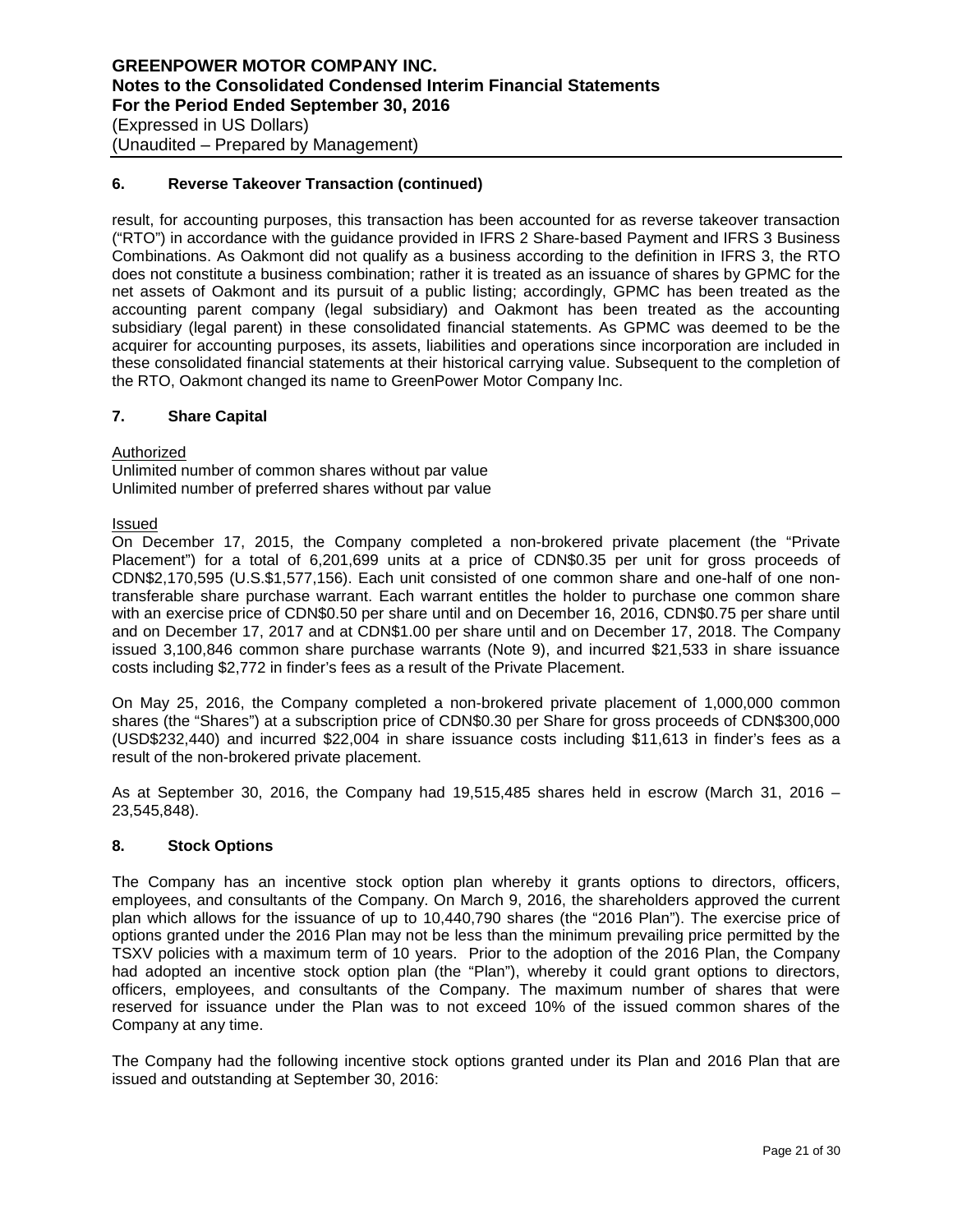## 6. Reverse Takeover Transaction (continued)

result, for accounting purposes, this transaction has been accounted for as reverse takeover transaction ("RTO") in accordance with the guidance provided in IFRS 2 Share-based Payment and IFRS 3 Business Combinations. As Oakmont did not qualify as a business according to the definition in IFRS 3, the RTO does not constitute a business combination; rather it is treated as an issuance of shares by GPMC for the net assets of Oakmont and its pursuit of a public listing; accordingly, GPMC has been treated as the accounting parent company (legal subsidiary) and Oakmont has been treated as the accounting subsidiary (legal parent) in these consolidated financial statements. As GPMC was deemed to be the acquirer for accounting purposes, its assets, liabilities and operations since incorporation are included in these consolidated financial statements at their historical carrying value. Subsequent to the completion of the RTO, Oakmont changed its name to GreenPower Motor Company Inc.

## 7. Share Capital

Authorized

Unlimited number of common shares without par value
Unlimited number of preferred shares without par value

Issued

On December 17, 2015, the Company completed a non-brokered private placement (the "Private Placement") for a total of 6,201,699 units at a price of CDN$0.35 per unit for gross proceeds of CDN$2,170,595 (U.S.$1,577,156). Each unit consisted of one common share and one-half of one non-transferable share purchase warrant. Each warrant entitles the holder to purchase one common share with an exercise price of CDN$0.50 per share until and on December 16, 2016, CDN$0.75 per share until and on December 17, 2017 and at CDN$1.00 per share until and on December 17, 2018. The Company issued 3,100,846 common share purchase warrants (Note 9), and incurred $21,533 in share issuance costs including $2,772 in finder's fees as a result of the Private Placement.

On May 25, 2016, the Company completed a non-brokered private placement of 1,000,000 common shares (the "Shares") at a subscription price of CDN$0.30 per Share for gross proceeds of CDN$300,000 (USD$232,440) and incurred $22,004 in share issuance costs including $11,613 in finder's fees as a result of the non-brokered private placement.

As at September 30, 2016, the Company had 19,515,485 shares held in escrow (March 31, 2016 – 23,545,848).

## 8. Stock Options

The Company has an incentive stock option plan whereby it grants options to directors, officers, employees, and consultants of the Company. On March 9, 2016, the shareholders approved the current plan which allows for the issuance of up to 10,440,790 shares (the "2016 Plan"). The exercise price of options granted under the 2016 Plan may not be less than the minimum prevailing price permitted by the TSXV policies with a maximum term of 10 years. Prior to the adoption of the 2016 Plan, the Company had adopted an incentive stock option plan (the "Plan"), whereby it could grant options to directors, officers, employees, and consultants of the Company. The maximum number of shares that were reserved for issuance under the Plan was to not exceed 10% of the issued common shares of the Company at any time.

The Company had the following incentive stock options granted under its Plan and 2016 Plan that are issued and outstanding at September 30, 2016: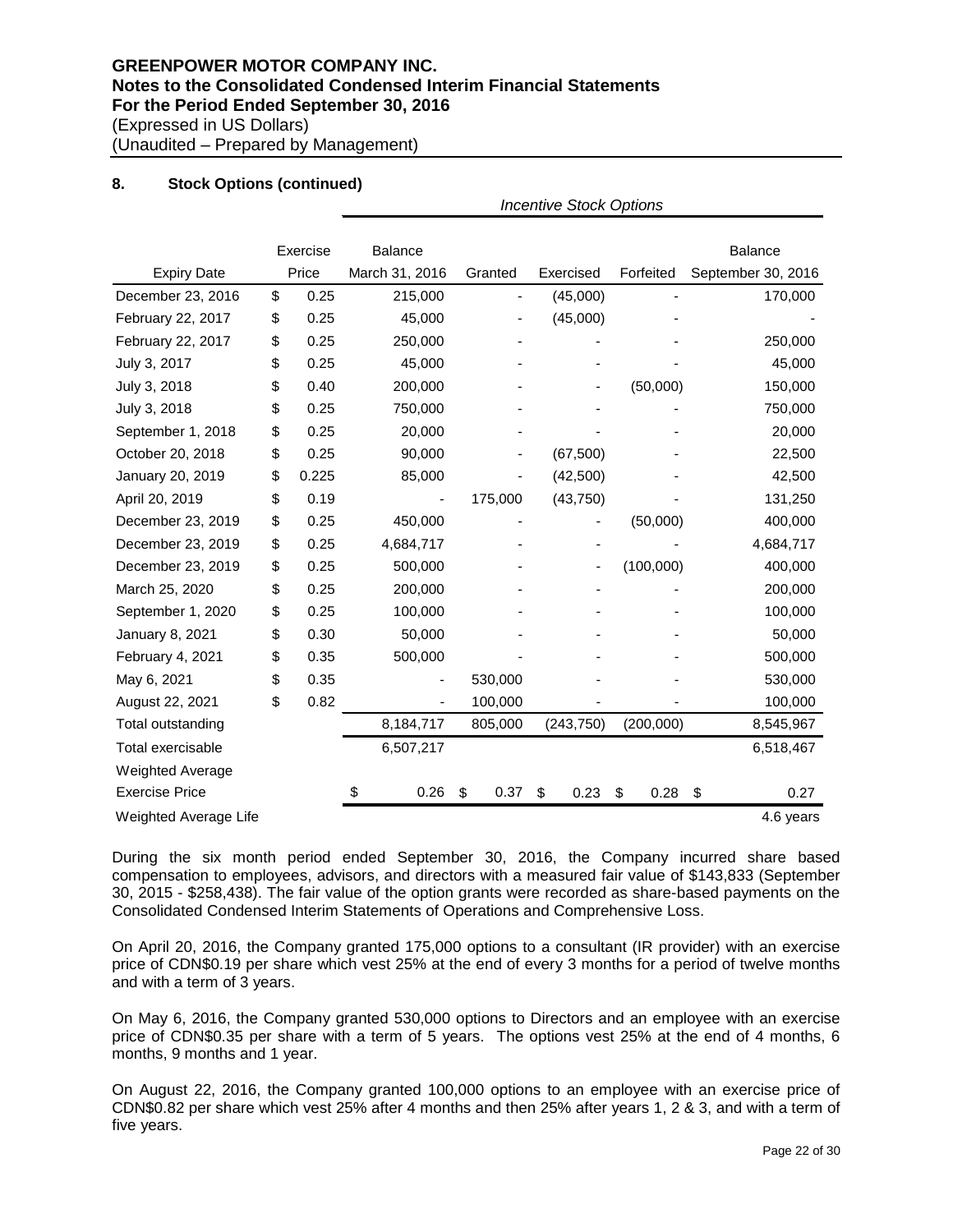### 8. Stock Options (continued)

| | | *Incentive Stock Options* | | | | |
|---|---|---|---|---|---|---|
| Expiry Date | Exercise Price | Balance March 31, 2016 | Granted | Exercised | Forfeited | Balance September 30, 2016 |
| December 23, 2016 | $ 0.25 | 215,000 | - | (45,000) | - | 170,000 |
| February 22, 2017 | $ 0.25 | 45,000 | - | (45,000) | - | - |
| February 22, 2017 | $ 0.25 | 250,000 | - | - | - | 250,000 |
| July 3, 2017 | $ 0.25 | 45,000 | - | - | - | 45,000 |
| July 3, 2018 | $ 0.40 | 200,000 | - | - | (50,000) | 150,000 |
| July 3, 2018 | $ 0.25 | 750,000 | - | - | - | 750,000 |
| September 1, 2018 | $ 0.25 | 20,000 | - | - | - | 20,000 |
| October 20, 2018 | $ 0.25 | 90,000 | - | (67,500) | - | 22,500 |
| January 20, 2019 | $ 0.225 | 85,000 | - | (42,500) | - | 42,500 |
| April 20, 2019 | $ 0.19 | - | 175,000 | (43,750) | - | 131,250 |
| December 23, 2019 | $ 0.25 | 450,000 | - | - | (50,000) | 400,000 |
| December 23, 2019 | $ 0.25 | 4,684,717 | - | - | - | 4,684,717 |
| December 23, 2019 | $ 0.25 | 500,000 | - | - | (100,000) | 400,000 |
| March 25, 2020 | $ 0.25 | 200,000 | - | - | - | 200,000 |
| September 1, 2020 | $ 0.25 | 100,000 | - | - | - | 100,000 |
| January 8, 2021 | $ 0.30 | 50,000 | - | - | - | 50,000 |
| February 4, 2021 | $ 0.35 | 500,000 | - | - | - | 500,000 |
| May 6, 2021 | $ 0.35 | - | 530,000 | - | - | 530,000 |
| August 22, 2021 | $ 0.82 | - | 100,000 | - | - | 100,000 |
| Total outstanding | | 8,184,717 | 805,000 | (243,750) | (200,000) | 8,545,967 |
| Total exercisable | | 6,507,217 | | | | 6,518,467 |
| Weighted Average Exercise Price | | $ 0.26 | $ 0.37 | $ 0.23 | $ 0.28 | $ 0.27 |
| Weighted Average Life | | | | | | 4.6 years |

During the six month period ended September 30, 2016, the Company incurred share based compensation to employees, advisors, and directors with a measured fair value of $143,833 (September 30, 2015 - $258,438). The fair value of the option grants were recorded as share-based payments on the Consolidated Condensed Interim Statements of Operations and Comprehensive Loss.

On April 20, 2016, the Company granted 175,000 options to a consultant (IR provider) with an exercise price of CDN$0.19 per share which vest 25% at the end of every 3 months for a period of twelve months and with a term of 3 years.

On May 6, 2016, the Company granted 530,000 options to Directors and an employee with an exercise price of CDN$0.35 per share with a term of 5 years. The options vest 25% at the end of 4 months, 6 months, 9 months and 1 year.

On August 22, 2016, the Company granted 100,000 options to an employee with an exercise price of CDN$0.82 per share which vest 25% after 4 months and then 25% after years 1, 2 & 3, and with a term of five years.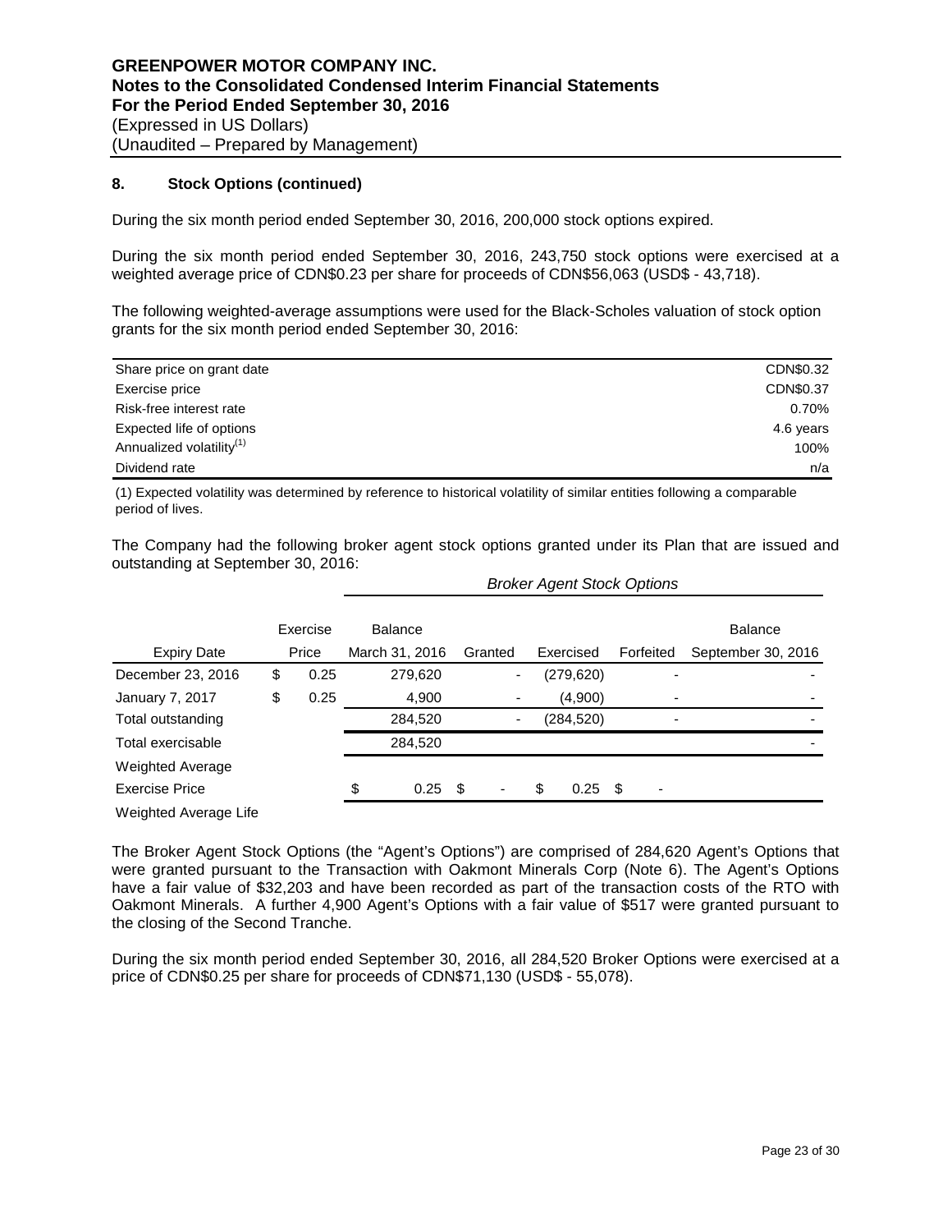## 8. Stock Options (continued)

During the six month period ended September 30, 2016, 200,000 stock options expired.

During the six month period ended September 30, 2016, 243,750 stock options were exercised at a weighted average price of CDN$0.23 per share for proceeds of CDN$56,063 (USD$ - 43,718).

The following weighted-average assumptions were used for the Black-Scholes valuation of stock option grants for the six month period ended September 30, 2016:

| | |
|---|---|
| Share price on grant date | CDN$0.32 |
| Exercise price | CDN$0.37 |
| Risk-free interest rate | 0.70% |
| Expected life of options | 4.6 years |
| Annualized volatility[(1)] | 100% |
| Dividend rate | n/a |

(1) Expected volatility was determined by reference to historical volatility of similar entities following a comparable period of lives.

The Company had the following broker agent stock options granted under its Plan that are issued and outstanding at September 30, 2016:

| | | *Broker Agent Stock Options* | | | | |
|---|---|---|---|---|---|---|
| Expiry Date | Exercise Price | Balance March 31, 2016 | Granted | Exercised | Forfeited | Balance September 30, 2016 |
| December 23, 2016 | $ 0.25 | 279,620 | - | (279,620) | - | - |
| January 7, 2017 | $ 0.25 | 4,900 | - | (4,900) | - | - |
| Total outstanding | | 284,520 | - | (284,520) | - | - |
| Total exercisable | | 284,520 | | | | - |
| Weighted Average Exercise Price | | $ 0.25 | $ - | $ 0.25 | $ - | |
| Weighted Average Life | | | | | | |

The Broker Agent Stock Options (the "Agent's Options") are comprised of 284,620 Agent's Options that were granted pursuant to the Transaction with Oakmont Minerals Corp (Note 6). The Agent's Options have a fair value of $32,203 and have been recorded as part of the transaction costs of the RTO with Oakmont Minerals. A further 4,900 Agent's Options with a fair value of $517 were granted pursuant to the closing of the Second Tranche.

During the six month period ended September 30, 2016, all 284,520 Broker Options were exercised at a price of CDN$0.25 per share for proceeds of CDN$71,130 (USD$ - 55,078).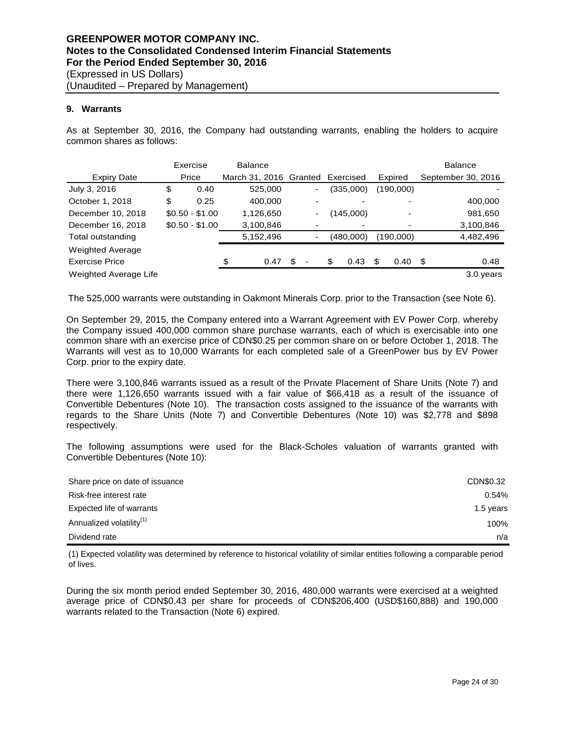**GREENPOWER MOTOR COMPANY INC.**
**Notes to the Consolidated Condensed Interim Financial Statements**
**For the Period Ended September 30, 2016**
(Expressed in US Dollars)
(Unaudited – Prepared by Management)

## 9. Warrants

As at September 30, 2016, the Company had outstanding warrants, enabling the holders to acquire common shares as follows:

| Expiry Date | Exercise Price | Balance March 31, 2016 | Granted | Exercised | Expired | Balance September 30, 2016 |
|---|---|---|---|---|---|---|
| July 3, 2016 | $ 0.40 | 525,000 | - | (335,000) | (190,000) | - |
| October 1, 2018 | $ 0.25 | 400,000 | - | - | - | 400,000 |
| December 10, 2018 | $0.50 - $1.00 | 1,126,650 | - | (145,000) | - | 981,650 |
| December 16, 2018 | $0.50 - $1.00 | 3,100,846 | - | - | - | 3,100,846 |
| Total outstanding | | 5,152,496 | - | (480,000) | (190,000) | 4,482,496 |
| Weighted Average Exercise Price | | $ 0.47 | $ - | $ 0.43 | $ 0.40 | $ 0.48 |
| Weighted Average Life | | | | | | 3.0 years |

The 525,000 warrants were outstanding in Oakmont Minerals Corp. prior to the Transaction (see Note 6).

On September 29, 2015, the Company entered into a Warrant Agreement with EV Power Corp. whereby the Company issued 400,000 common share purchase warrants, each of which is exercisable into one common share with an exercise price of CDN$0.25 per common share on or before October 1, 2018. The Warrants will vest as to 10,000 Warrants for each completed sale of a GreenPower bus by EV Power Corp. prior to the expiry date.

There were 3,100,846 warrants issued as a result of the Private Placement of Share Units (Note 7) and there were 1,126,650 warrants issued with a fair value of $66,418 as a result of the issuance of Convertible Debentures (Note 10). The transaction costs assigned to the issuance of the warrants with regards to the Share Units (Note 7) and Convertible Debentures (Note 10) was $2,778 and $898 respectively.

The following assumptions were used for the Black-Scholes valuation of warrants granted with Convertible Debentures (Note 10):

| | |
|---|---|
| Share price on date of issuance | CDN$0.32 |
| Risk-free interest rate | 0.54% |
| Expected life of warrants | 1.5 years |
| Annualized volatility[1] | 100% |
| Dividend rate | n/a |

(1) Expected volatility was determined by reference to historical volatility of similar entities following a comparable period of lives.

During the six month period ended September 30, 2016, 480,000 warrants were exercised at a weighted average price of CDN$0.43 per share for proceeds of CDN$206,400 (USD$160,888) and 190,000 warrants related to the Transaction (Note 6) expired.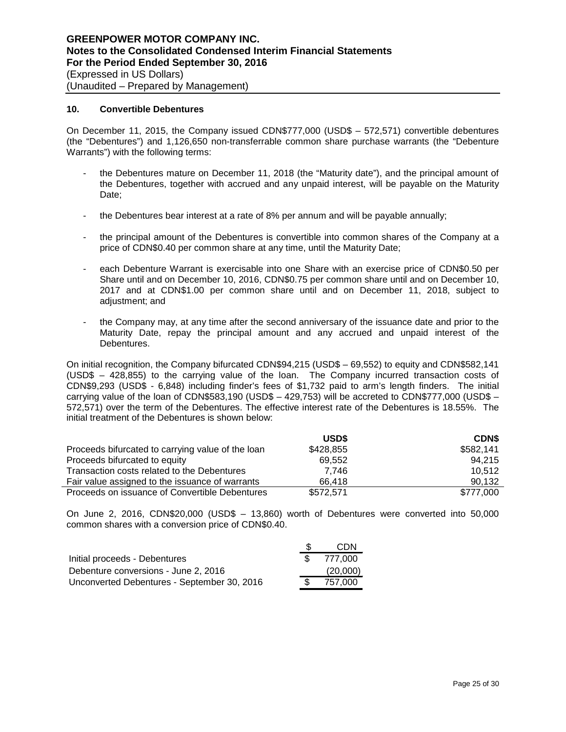**GREENPOWER MOTOR COMPANY INC.**
**Notes to the Consolidated Condensed Interim Financial Statements**
**For the Period Ended September 30, 2016**
(Expressed in US Dollars)
(Unaudited – Prepared by Management)

## 10. Convertible Debentures

On December 11, 2015, the Company issued CDN$777,000 (USD$ – 572,571) convertible debentures (the "Debentures") and 1,126,650 non-transferrable common share purchase warrants (the "Debenture Warrants") with the following terms:

- the Debentures mature on December 11, 2018 (the "Maturity date"), and the principal amount of the Debentures, together with accrued and any unpaid interest, will be payable on the Maturity Date;
- the Debentures bear interest at a rate of 8% per annum and will be payable annually;
- the principal amount of the Debentures is convertible into common shares of the Company at a price of CDN$0.40 per common share at any time, until the Maturity Date;
- each Debenture Warrant is exercisable into one Share with an exercise price of CDN$0.50 per Share until and on December 10, 2016, CDN$0.75 per common share until and on December 10, 2017 and at CDN$1.00 per common share until and on December 11, 2018, subject to adjustment; and
- the Company may, at any time after the second anniversary of the issuance date and prior to the Maturity Date, repay the principal amount and any accrued and unpaid interest of the Debentures.

On initial recognition, the Company bifurcated CDN$94,215 (USD$ – 69,552) to equity and CDN$582,141 (USD$ – 428,855) to the carrying value of the loan. The Company incurred transaction costs of CDN$9,293 (USD$ - 6,848) including finder's fees of $1,732 paid to arm's length finders. The initial carrying value of the loan of CDN$583,190 (USD$ – 429,753) will be accreted to CDN$777,000 (USD$ – 572,571) over the term of the Debentures. The effective interest rate of the Debentures is 18.55%. The initial treatment of the Debentures is shown below:

| | USD$ | CDN$ |
|---|---|---|
| Proceeds bifurcated to carrying value of the loan | $428,855 | $582,141 |
| Proceeds bifurcated to equity | 69,552 | 94,215 |
| Transaction costs related to the Debentures | 7,746 | 10,512 |
| Fair value assigned to the issuance of warrants | 66,418 | 90,132 |
| Proceeds on issuance of Convertible Debentures | $572,571 | $777,000 |

On June 2, 2016, CDN$20,000 (USD$ – 13,860) worth of Debentures were converted into 50,000 common shares with a conversion price of CDN$0.40.

| | $ CDN |
|---|---|
| Initial proceeds - Debentures | $ 777,000 |
| Debenture conversions - June 2, 2016 | (20,000) |
| Unconverted Debentures - September 30, 2016 | $ 757,000 |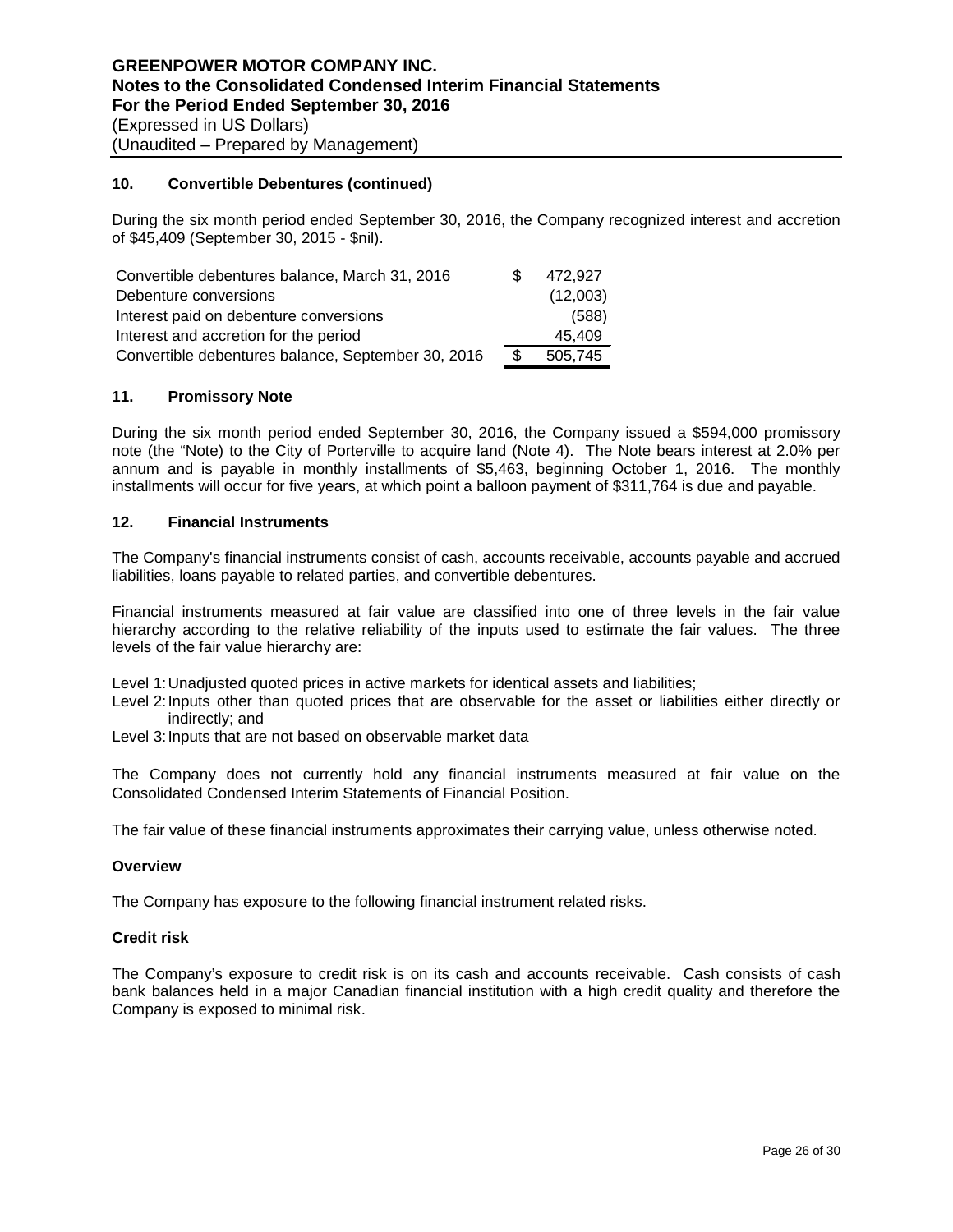## 10. Convertible Debentures (continued)

During the six month period ended September 30, 2016, the Company recognized interest and accretion of $45,409 (September 30, 2015 - $nil).

| | | |
|---|---|---|
| Convertible debentures balance, March 31, 2016 | $ | 472,927 |
| Debenture conversions | | (12,003) |
| Interest paid on debenture conversions | | (588) |
| Interest and accretion for the period | | 45,409 |
| Convertible debentures balance, September 30, 2016 | $ | 505,745 |

## 11. Promissory Note

During the six month period ended September 30, 2016, the Company issued a $594,000 promissory note (the "Note) to the City of Porterville to acquire land (Note 4). The Note bears interest at 2.0% per annum and is payable in monthly installments of $5,463, beginning October 1, 2016. The monthly installments will occur for five years, at which point a balloon payment of $311,764 is due and payable.

## 12. Financial Instruments

The Company's financial instruments consist of cash, accounts receivable, accounts payable and accrued liabilities, loans payable to related parties, and convertible debentures.

Financial instruments measured at fair value are classified into one of three levels in the fair value hierarchy according to the relative reliability of the inputs used to estimate the fair values. The three levels of the fair value hierarchy are:

Level 1: Unadjusted quoted prices in active markets for identical assets and liabilities;
Level 2: Inputs other than quoted prices that are observable for the asset or liabilities either directly or indirectly; and
Level 3: Inputs that are not based on observable market data

The Company does not currently hold any financial instruments measured at fair value on the Consolidated Condensed Interim Statements of Financial Position.

The fair value of these financial instruments approximates their carrying value, unless otherwise noted.

### Overview

The Company has exposure to the following financial instrument related risks.

### Credit risk

The Company's exposure to credit risk is on its cash and accounts receivable. Cash consists of cash bank balances held in a major Canadian financial institution with a high credit quality and therefore the Company is exposed to minimal risk.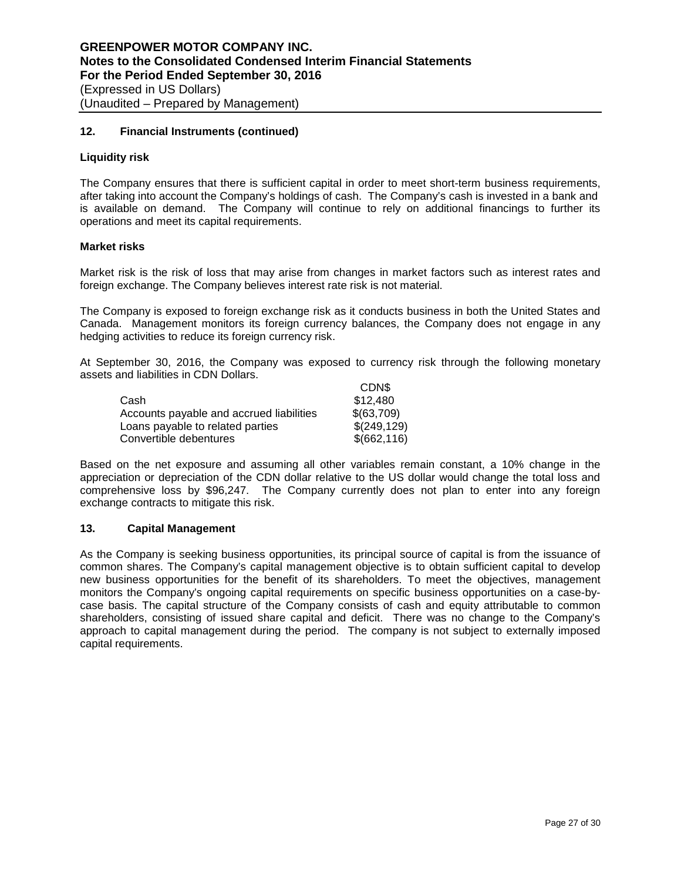**GREENPOWER MOTOR COMPANY INC.**
**Notes to the Consolidated Condensed Interim Financial Statements**
**For the Period Ended September 30, 2016**
(Expressed in US Dollars)
(Unaudited – Prepared by Management)

## 12. Financial Instruments (continued)

### Liquidity risk

The Company ensures that there is sufficient capital in order to meet short-term business requirements, after taking into account the Company's holdings of cash. The Company's cash is invested in a bank and is available on demand. The Company will continue to rely on additional financings to further its operations and meet its capital requirements.

### Market risks

Market risk is the risk of loss that may arise from changes in market factors such as interest rates and foreign exchange. The Company believes interest rate risk is not material.

The Company is exposed to foreign exchange risk as it conducts business in both the United States and Canada. Management monitors its foreign currency balances, the Company does not engage in any hedging activities to reduce its foreign currency risk.

At September 30, 2016, the Company was exposed to currency risk through the following monetary assets and liabilities in CDN Dollars.

| | CDN$ |
|---|---|
| Cash | $12,480 |
| Accounts payable and accrued liabilities | $(63,709) |
| Loans payable to related parties | $(249,129) |
| Convertible debentures | $(662,116) |

Based on the net exposure and assuming all other variables remain constant, a 10% change in the appreciation or depreciation of the CDN dollar relative to the US dollar would change the total loss and comprehensive loss by $96,247. The Company currently does not plan to enter into any foreign exchange contracts to mitigate this risk.

## 13. Capital Management

As the Company is seeking business opportunities, its principal source of capital is from the issuance of common shares. The Company's capital management objective is to obtain sufficient capital to develop new business opportunities for the benefit of its shareholders. To meet the objectives, management monitors the Company's ongoing capital requirements on specific business opportunities on a case-by-case basis. The capital structure of the Company consists of cash and equity attributable to common shareholders, consisting of issued share capital and deficit. There was no change to the Company's approach to capital management during the period. The company is not subject to externally imposed capital requirements.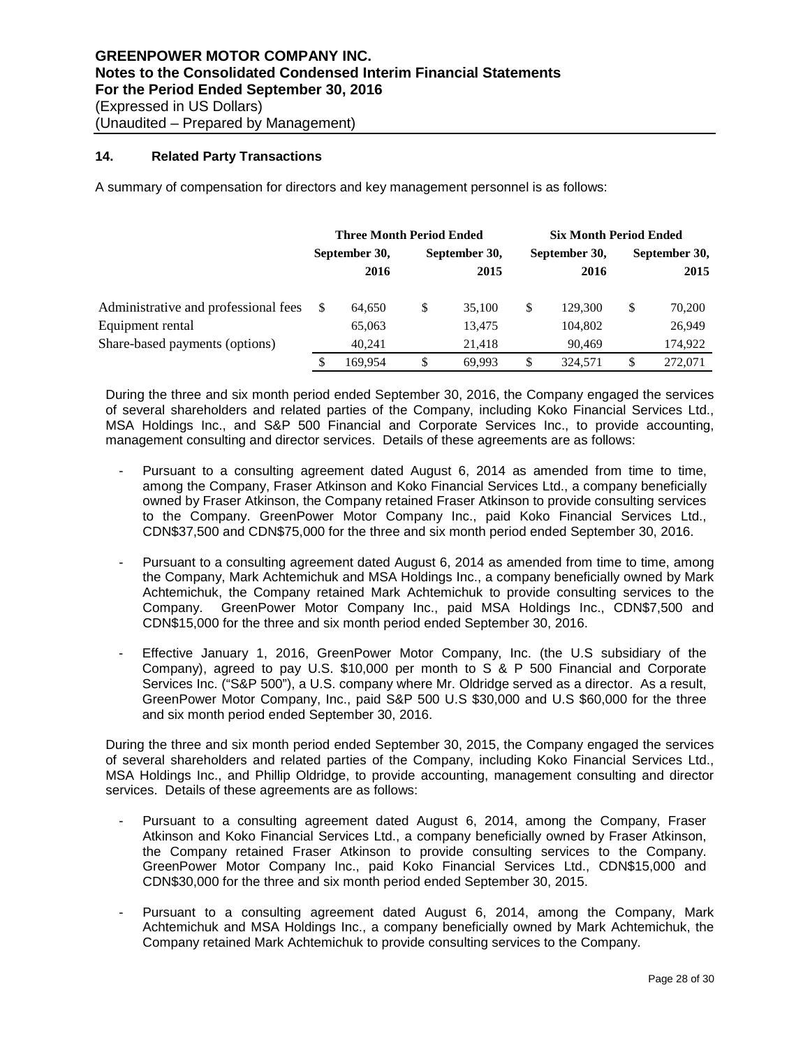## 14. Related Party Transactions

A summary of compensation for directors and key management personnel is as follows:

| | Three Month Period Ended | | Six Month Period Ended | |
|---|---|---|---|---|
| | September 30, 2016 | September 30, 2015 | September 30, 2016 | September 30, 2015 |
| Administrative and professional fees | $ 64,650 | $ 35,100 | $ 129,300 | $ 70,200 |
| Equipment rental | 65,063 | 13,475 | 104,802 | 26,949 |
| Share-based payments (options) | 40,241 | 21,418 | 90,469 | 174,922 |
| | $ 169,954 | $ 69,993 | $ 324,571 | $ 272,071 |

During the three and six month period ended September 30, 2016, the Company engaged the services of several shareholders and related parties of the Company, including Koko Financial Services Ltd., MSA Holdings Inc., and S&P 500 Financial and Corporate Services Inc., to provide accounting, management consulting and director services. Details of these agreements are as follows:

- Pursuant to a consulting agreement dated August 6, 2014 as amended from time to time, among the Company, Fraser Atkinson and Koko Financial Services Ltd., a company beneficially owned by Fraser Atkinson, the Company retained Fraser Atkinson to provide consulting services to the Company. GreenPower Motor Company Inc., paid Koko Financial Services Ltd., CDN$37,500 and CDN$75,000 for the three and six month period ended September 30, 2016.

- Pursuant to a consulting agreement dated August 6, 2014 as amended from time to time, among the Company, Mark Achtemichuk and MSA Holdings Inc., a company beneficially owned by Mark Achtemichuk, the Company retained Mark Achtemichuk to provide consulting services to the Company. GreenPower Motor Company Inc., paid MSA Holdings Inc., CDN$7,500 and CDN$15,000 for the three and six month period ended September 30, 2016.

- Effective January 1, 2016, GreenPower Motor Company, Inc. (the U.S subsidiary of the Company), agreed to pay U.S. $10,000 per month to S & P 500 Financial and Corporate Services Inc. ("S&P 500"), a U.S. company where Mr. Oldridge served as a director. As a result, GreenPower Motor Company, Inc., paid S&P 500 U.S $30,000 and U.S $60,000 for the three and six month period ended September 30, 2016.

During the three and six month period ended September 30, 2015, the Company engaged the services of several shareholders and related parties of the Company, including Koko Financial Services Ltd., MSA Holdings Inc., and Phillip Oldridge, to provide accounting, management consulting and director services. Details of these agreements are as follows:

- Pursuant to a consulting agreement dated August 6, 2014, among the Company, Fraser Atkinson and Koko Financial Services Ltd., a company beneficially owned by Fraser Atkinson, the Company retained Fraser Atkinson to provide consulting services to the Company. GreenPower Motor Company Inc., paid Koko Financial Services Ltd., CDN$15,000 and CDN$30,000 for the three and six month period ended September 30, 2015.

- Pursuant to a consulting agreement dated August 6, 2014, among the Company, Mark Achtemichuk and MSA Holdings Inc., a company beneficially owned by Mark Achtemichuk, the Company retained Mark Achtemichuk to provide consulting services to the Company.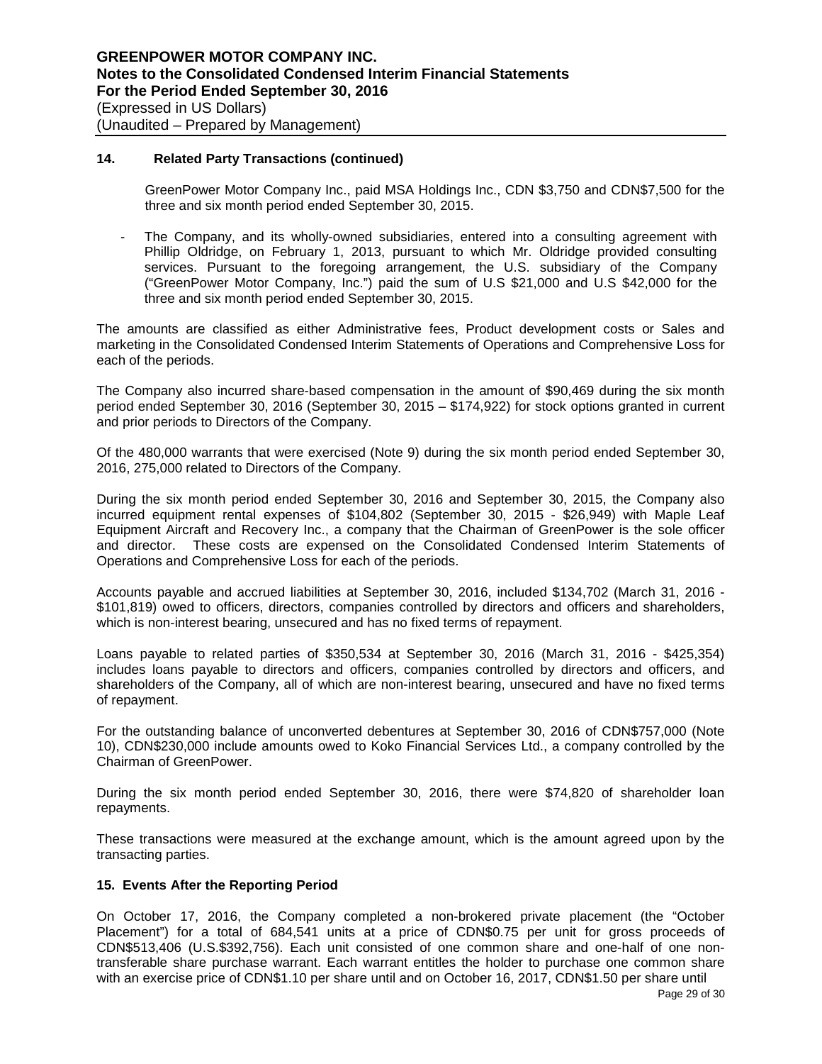## 14. Related Party Transactions (continued)

GreenPower Motor Company Inc., paid MSA Holdings Inc., CDN $3,750 and CDN$7,500 for the three and six month period ended September 30, 2015.

- The Company, and its wholly-owned subsidiaries, entered into a consulting agreement with Phillip Oldridge, on February 1, 2013, pursuant to which Mr. Oldridge provided consulting services. Pursuant to the foregoing arrangement, the U.S. subsidiary of the Company ("GreenPower Motor Company, Inc.") paid the sum of U.S $21,000 and U.S $42,000 for the three and six month period ended September 30, 2015.

The amounts are classified as either Administrative fees, Product development costs or Sales and marketing in the Consolidated Condensed Interim Statements of Operations and Comprehensive Loss for each of the periods.

The Company also incurred share-based compensation in the amount of $90,469 during the six month period ended September 30, 2016 (September 30, 2015 – $174,922) for stock options granted in current and prior periods to Directors of the Company.

Of the 480,000 warrants that were exercised (Note 9) during the six month period ended September 30, 2016, 275,000 related to Directors of the Company.

During the six month period ended September 30, 2016 and September 30, 2015, the Company also incurred equipment rental expenses of $104,802 (September 30, 2015 - $26,949) with Maple Leaf Equipment Aircraft and Recovery Inc., a company that the Chairman of GreenPower is the sole officer and director. These costs are expensed on the Consolidated Condensed Interim Statements of Operations and Comprehensive Loss for each of the periods.

Accounts payable and accrued liabilities at September 30, 2016, included $134,702 (March 31, 2016 - $101,819) owed to officers, directors, companies controlled by directors and officers and shareholders, which is non-interest bearing, unsecured and has no fixed terms of repayment.

Loans payable to related parties of $350,534 at September 30, 2016 (March 31, 2016 - $425,354) includes loans payable to directors and officers, companies controlled by directors and officers, and shareholders of the Company, all of which are non-interest bearing, unsecured and have no fixed terms of repayment.

For the outstanding balance of unconverted debentures at September 30, 2016 of CDN$757,000 (Note 10), CDN$230,000 include amounts owed to Koko Financial Services Ltd., a company controlled by the Chairman of GreenPower.

During the six month period ended September 30, 2016, there were $74,820 of shareholder loan repayments.

These transactions were measured at the exchange amount, which is the amount agreed upon by the transacting parties.

## 15. Events After the Reporting Period

On October 17, 2016, the Company completed a non-brokered private placement (the "October Placement") for a total of 684,541 units at a price of CDN$0.75 per unit for gross proceeds of CDN$513,406 (U.S.$392,756). Each unit consisted of one common share and one-half of one non-transferable share purchase warrant. Each warrant entitles the holder to purchase one common share with an exercise price of CDN$1.10 per share until and on October 16, 2017, CDN$1.50 per share until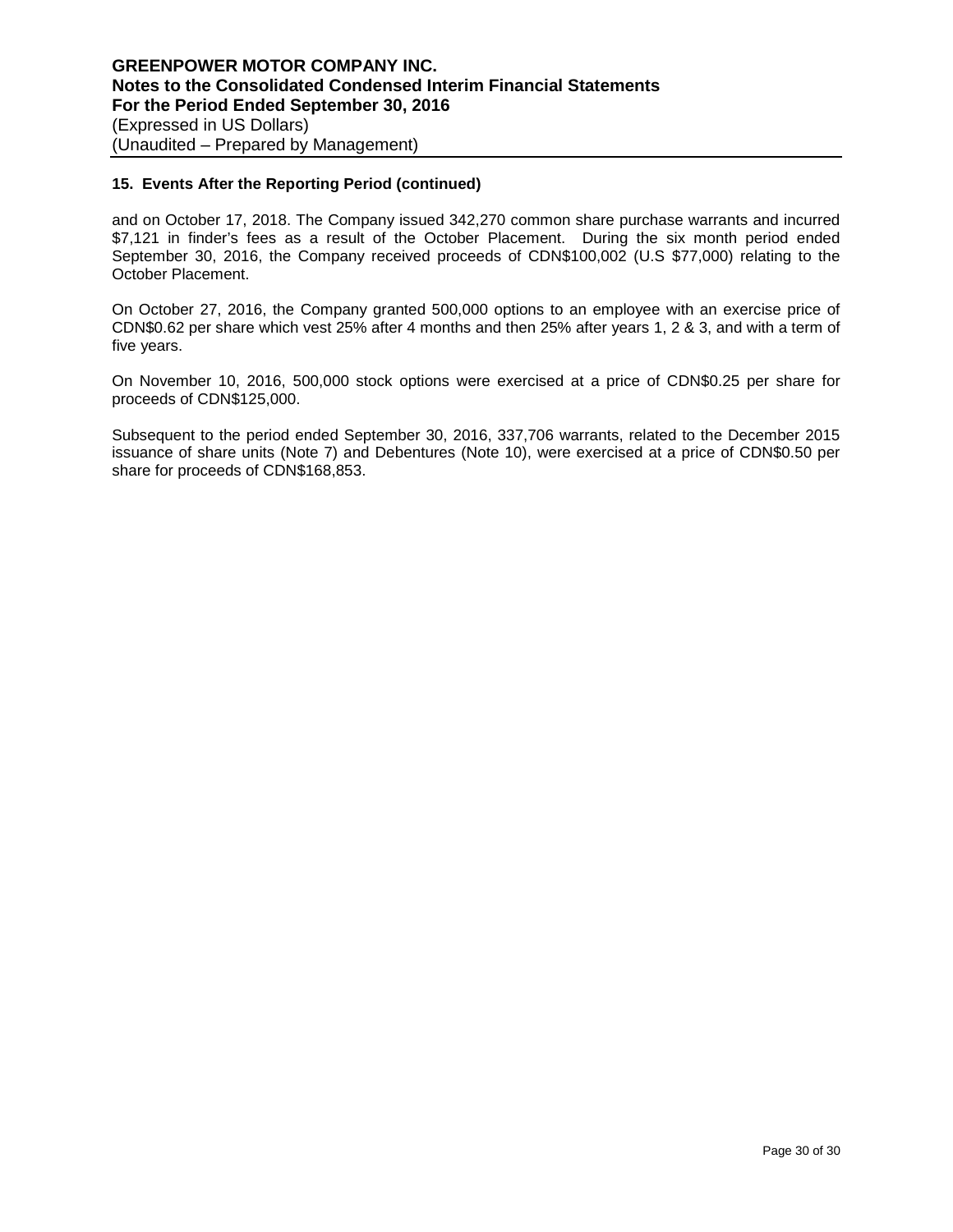### 15. Events After the Reporting Period (continued)

and on October 17, 2018. The Company issued 342,270 common share purchase warrants and incurred $7,121 in finder's fees as a result of the October Placement. During the six month period ended September 30, 2016, the Company received proceeds of CDN$100,002 (U.S $77,000) relating to the October Placement.

On October 27, 2016, the Company granted 500,000 options to an employee with an exercise price of CDN$0.62 per share which vest 25% after 4 months and then 25% after years 1, 2 & 3, and with a term of five years.

On November 10, 2016, 500,000 stock options were exercised at a price of CDN$0.25 per share for proceeds of CDN$125,000.

Subsequent to the period ended September 30, 2016, 337,706 warrants, related to the December 2015 issuance of share units (Note 7) and Debentures (Note 10), were exercised at a price of CDN$0.50 per share for proceeds of CDN$168,853.